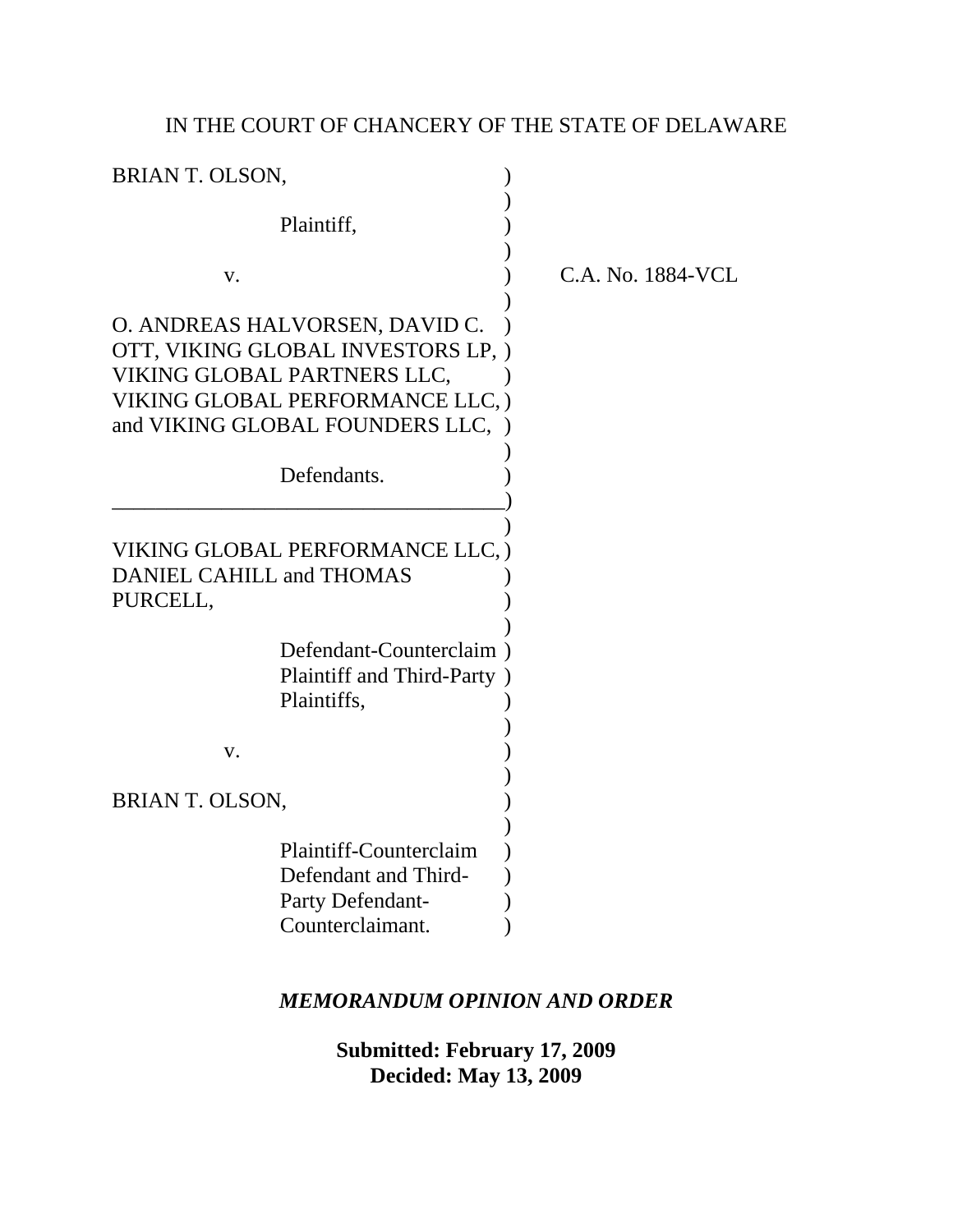IN THE COURT OF CHANCERY OF THE STATE OF DELAWARE

BRIAN T. OLSON,

Plaintiff,

v.

O. ANDREAS HALVORSEN, DAVID C. OTT, VIKING GLOBAL INVESTORS LP, VIKING GLOBAL PARTNERS LLC, VIKING GLOBAL PERFORMANCE LLC, and VIKING GLOBAL FOUNDERS LLC,

Defendants.

C.A. No. 1884-VCL

---

VIKING GLOBAL PERFORMANCE LLC, DANIEL CAHILL and THOMAS PURCELL,

Defendant-Counterclaim Plaintiff and Third-Party Plaintiffs,

v.

BRIAN T. OLSON,

Plaintiff-Counterclaim Defendant and Third-Party Defendant-Counterclaimant.

***MEMORANDUM OPINION AND ORDER***

**Submitted: February 17, 2009**
**Decided: May 13, 2009**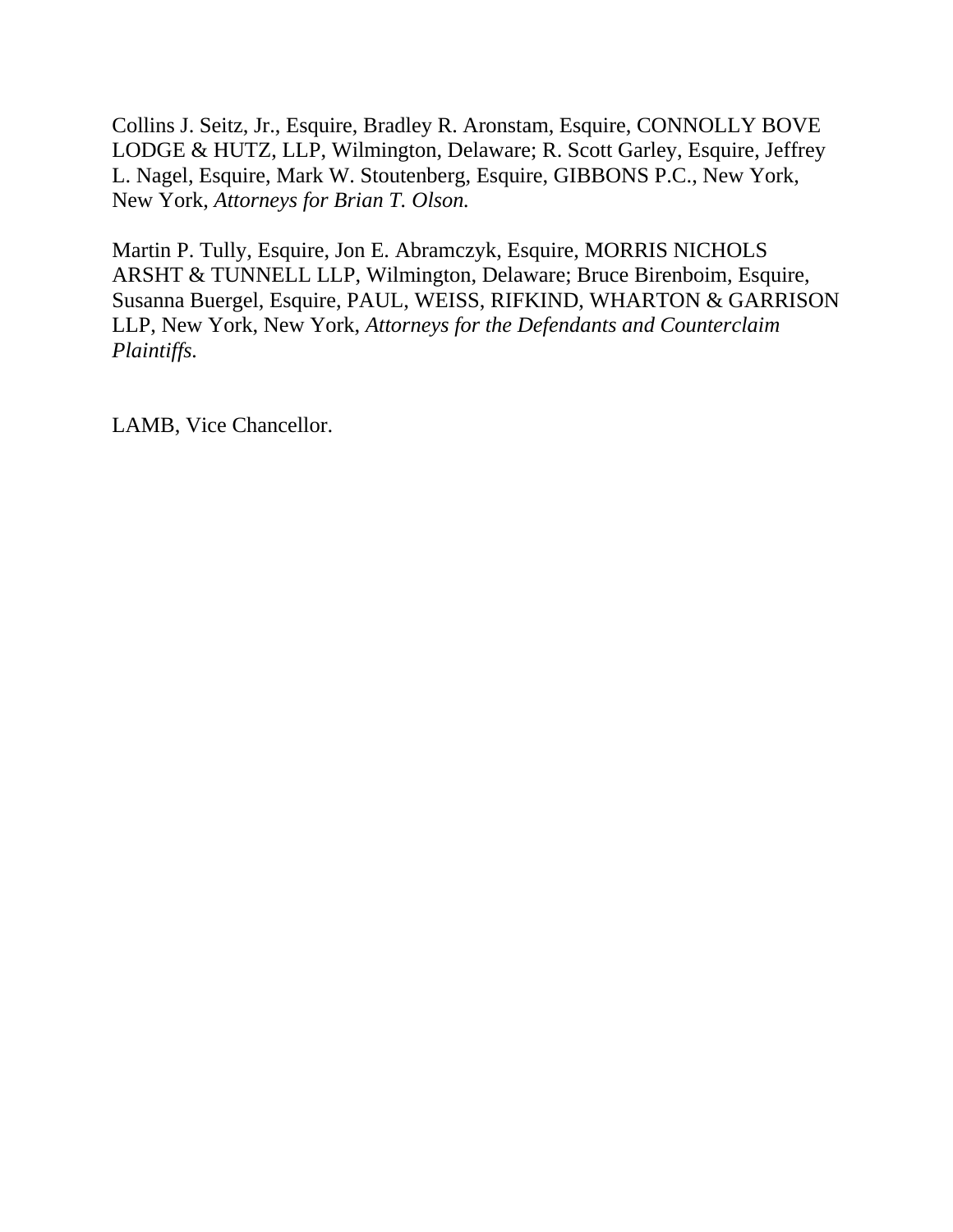Collins J. Seitz, Jr., Esquire, Bradley R. Aronstam, Esquire, CONNOLLY BOVE LODGE & HUTZ, LLP, Wilmington, Delaware; R. Scott Garley, Esquire, Jeffrey L. Nagel, Esquire, Mark W. Stoutenberg, Esquire, GIBBONS P.C., New York, New York, *Attorneys for Brian T. Olson.*

Martin P. Tully, Esquire, Jon E. Abramczyk, Esquire, MORRIS NICHOLS ARSHT & TUNNELL LLP, Wilmington, Delaware; Bruce Birenboim, Esquire, Susanna Buergel, Esquire, PAUL, WEISS, RIFKIND, WHARTON & GARRISON LLP, New York, New York, *Attorneys for the Defendants and Counterclaim Plaintiffs.*

LAMB, Vice Chancellor.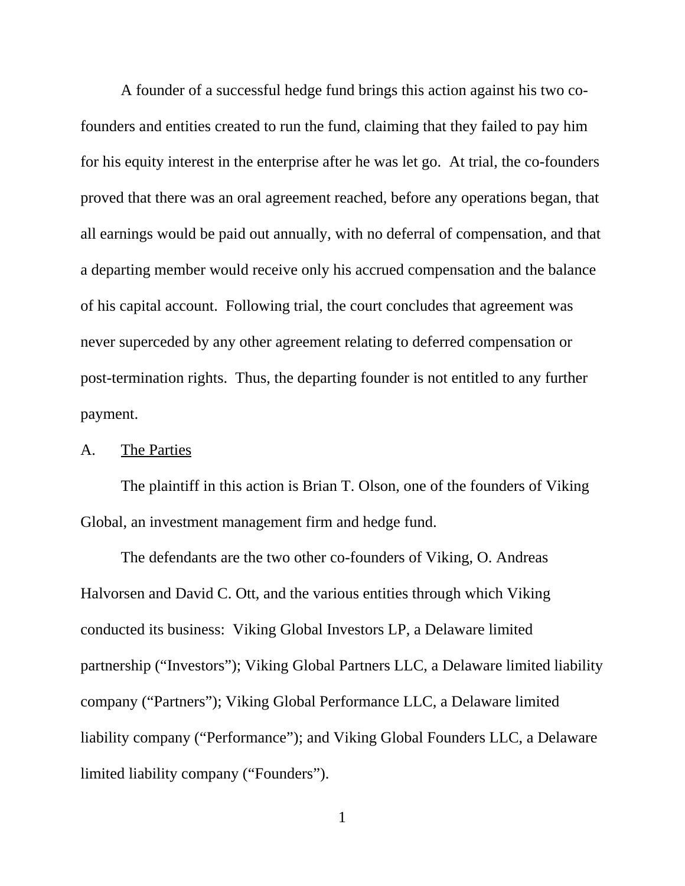A founder of a successful hedge fund brings this action against his two co-founders and entities created to run the fund, claiming that they failed to pay him for his equity interest in the enterprise after he was let go. At trial, the co-founders proved that there was an oral agreement reached, before any operations began, that all earnings would be paid out annually, with no deferral of compensation, and that a departing member would receive only his accrued compensation and the balance of his capital account. Following trial, the court concludes that agreement was never superceded by any other agreement relating to deferred compensation or post-termination rights. Thus, the departing founder is not entitled to any further payment.

A. <u>The Parties</u>

The plaintiff in this action is Brian T. Olson, one of the founders of Viking Global, an investment management firm and hedge fund.

The defendants are the two other co-founders of Viking, O. Andreas Halvorsen and David C. Ott, and the various entities through which Viking conducted its business: Viking Global Investors LP, a Delaware limited partnership ("Investors"); Viking Global Partners LLC, a Delaware limited liability company ("Partners"); Viking Global Performance LLC, a Delaware limited liability company ("Performance"); and Viking Global Founders LLC, a Delaware limited liability company ("Founders").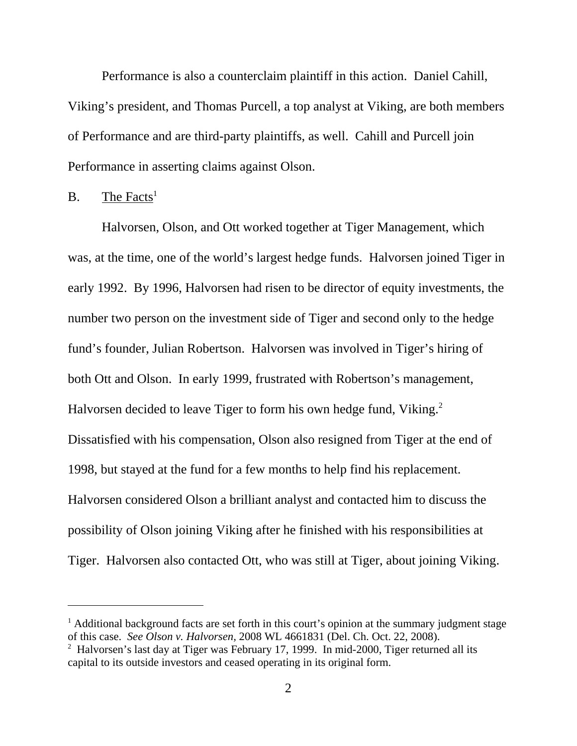Performance is also a counterclaim plaintiff in this action. Daniel Cahill, Viking's president, and Thomas Purcell, a top analyst at Viking, are both members of Performance and are third-party plaintiffs, as well. Cahill and Purcell join Performance in asserting claims against Olson.

B. The Facts[1]

Halvorsen, Olson, and Ott worked together at Tiger Management, which was, at the time, one of the world's largest hedge funds. Halvorsen joined Tiger in early 1992. By 1996, Halvorsen had risen to be director of equity investments, the number two person on the investment side of Tiger and second only to the hedge fund's founder, Julian Robertson. Halvorsen was involved in Tiger's hiring of both Ott and Olson. In early 1999, frustrated with Robertson's management, Halvorsen decided to leave Tiger to form his own hedge fund, Viking.[2] Dissatisfied with his compensation, Olson also resigned from Tiger at the end of 1998, but stayed at the fund for a few months to help find his replacement. Halvorsen considered Olson a brilliant analyst and contacted him to discuss the possibility of Olson joining Viking after he finished with his responsibilities at Tiger. Halvorsen also contacted Ott, who was still at Tiger, about joining Viking.

---

[1] Additional background facts are set forth in this court's opinion at the summary judgment stage of this case. *See Olson v. Halvorsen*, 2008 WL 4661831 (Del. Ch. Oct. 22, 2008).

[2] Halvorsen's last day at Tiger was February 17, 1999. In mid-2000, Tiger returned all its capital to its outside investors and ceased operating in its original form.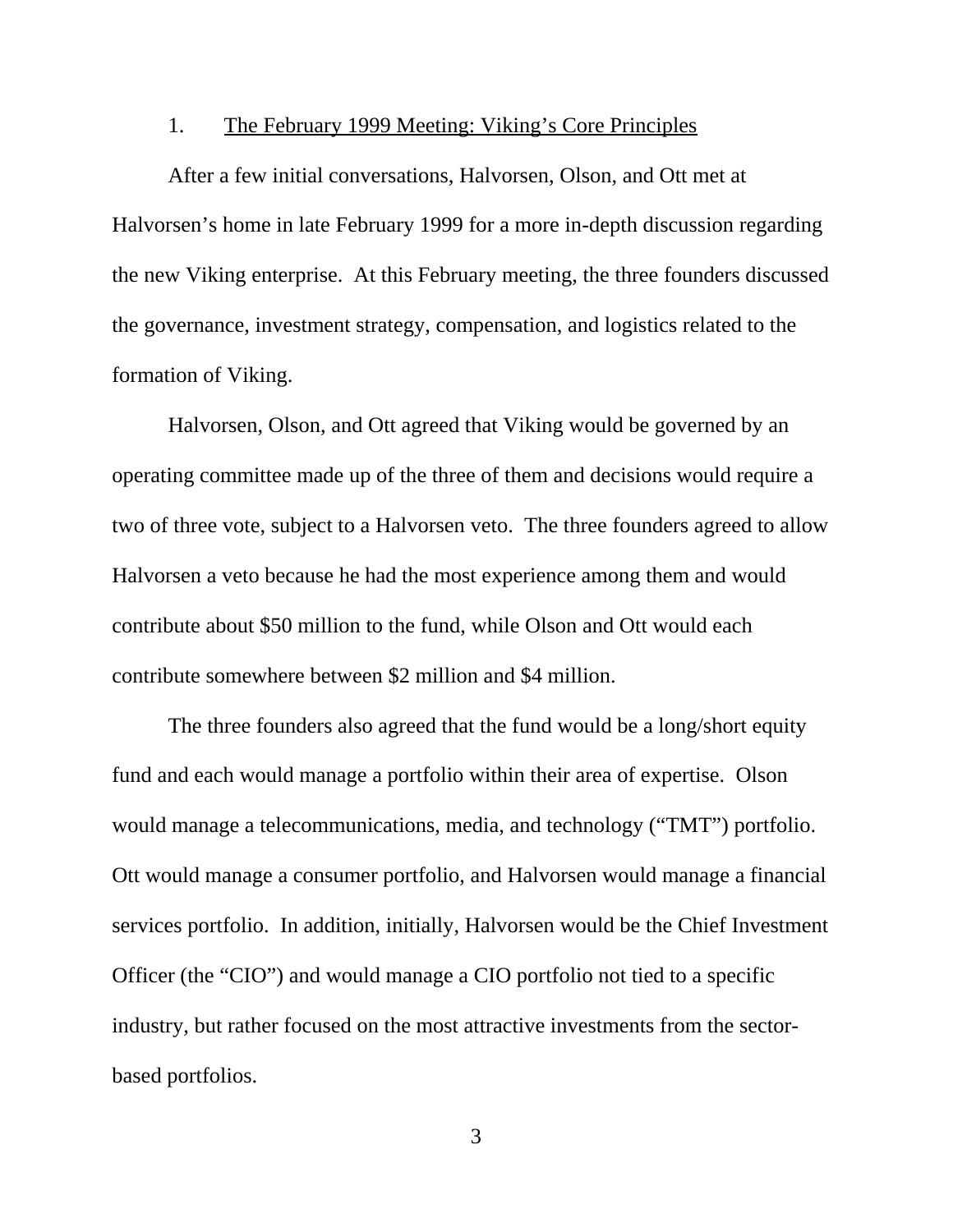### 1. The February 1999 Meeting: Viking's Core Principles

After a few initial conversations, Halvorsen, Olson, and Ott met at Halvorsen's home in late February 1999 for a more in-depth discussion regarding the new Viking enterprise. At this February meeting, the three founders discussed the governance, investment strategy, compensation, and logistics related to the formation of Viking.

Halvorsen, Olson, and Ott agreed that Viking would be governed by an operating committee made up of the three of them and decisions would require a two of three vote, subject to a Halvorsen veto. The three founders agreed to allow Halvorsen a veto because he had the most experience among them and would contribute about $50 million to the fund, while Olson and Ott would each contribute somewhere between $2 million and $4 million.

The three founders also agreed that the fund would be a long/short equity fund and each would manage a portfolio within their area of expertise. Olson would manage a telecommunications, media, and technology ("TMT") portfolio. Ott would manage a consumer portfolio, and Halvorsen would manage a financial services portfolio. In addition, initially, Halvorsen would be the Chief Investment Officer (the "CIO") and would manage a CIO portfolio not tied to a specific industry, but rather focused on the most attractive investments from the sector-based portfolios.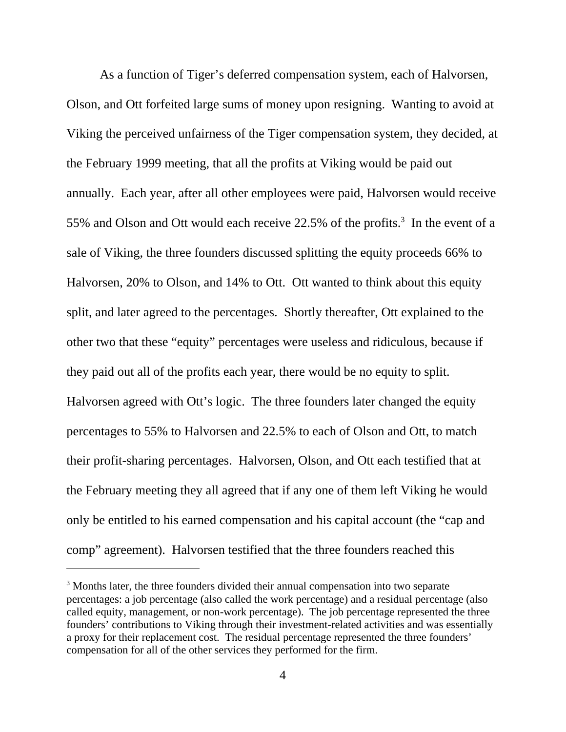As a function of Tiger's deferred compensation system, each of Halvorsen, Olson, and Ott forfeited large sums of money upon resigning. Wanting to avoid at Viking the perceived unfairness of the Tiger compensation system, they decided, at the February 1999 meeting, that all the profits at Viking would be paid out annually. Each year, after all other employees were paid, Halvorsen would receive 55% and Olson and Ott would each receive 22.5% of the profits.[3] In the event of a sale of Viking, the three founders discussed splitting the equity proceeds 66% to Halvorsen, 20% to Olson, and 14% to Ott. Ott wanted to think about this equity split, and later agreed to the percentages. Shortly thereafter, Ott explained to the other two that these "equity" percentages were useless and ridiculous, because if they paid out all of the profits each year, there would be no equity to split. Halvorsen agreed with Ott's logic. The three founders later changed the equity percentages to 55% to Halvorsen and 22.5% to each of Olson and Ott, to match their profit-sharing percentages. Halvorsen, Olson, and Ott each testified that at the February meeting they all agreed that if any one of them left Viking he would only be entitled to his earned compensation and his capital account (the "cap and comp" agreement). Halvorsen testified that the three founders reached this

[3] Months later, the three founders divided their annual compensation into two separate percentages: a job percentage (also called the work percentage) and a residual percentage (also called equity, management, or non-work percentage). The job percentage represented the three founders' contributions to Viking through their investment-related activities and was essentially a proxy for their replacement cost. The residual percentage represented the three founders' compensation for all of the other services they performed for the firm.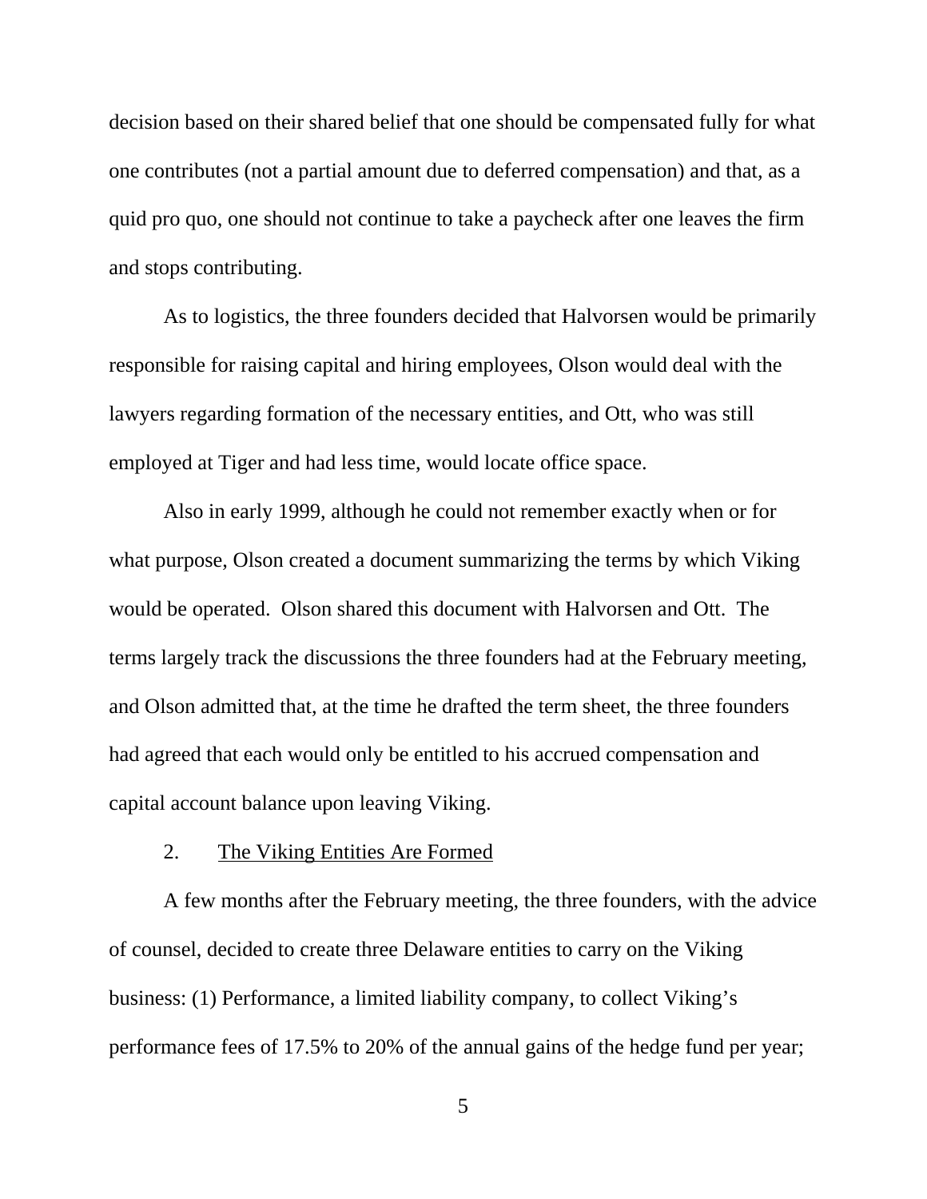decision based on their shared belief that one should be compensated fully for what one contributes (not a partial amount due to deferred compensation) and that, as a quid pro quo, one should not continue to take a paycheck after one leaves the firm and stops contributing.

As to logistics, the three founders decided that Halvorsen would be primarily responsible for raising capital and hiring employees, Olson would deal with the lawyers regarding formation of the necessary entities, and Ott, who was still employed at Tiger and had less time, would locate office space.

Also in early 1999, although he could not remember exactly when or for what purpose, Olson created a document summarizing the terms by which Viking would be operated. Olson shared this document with Halvorsen and Ott. The terms largely track the discussions the three founders had at the February meeting, and Olson admitted that, at the time he drafted the term sheet, the three founders had agreed that each would only be entitled to his accrued compensation and capital account balance upon leaving Viking.

2. <u>The Viking Entities Are Formed</u>

A few months after the February meeting, the three founders, with the advice of counsel, decided to create three Delaware entities to carry on the Viking business: (1) Performance, a limited liability company, to collect Viking's performance fees of 17.5% to 20% of the annual gains of the hedge fund per year;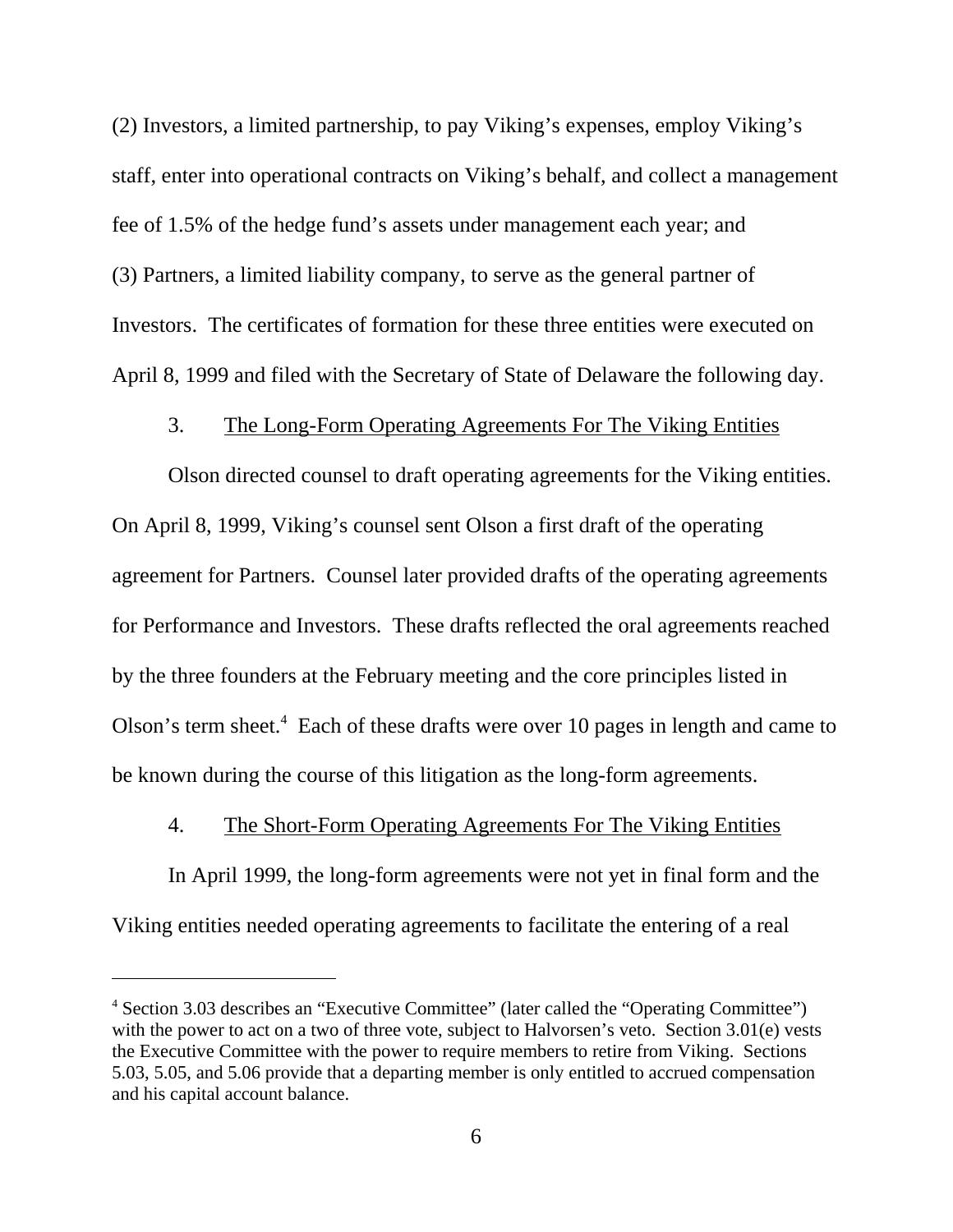(2) Investors, a limited partnership, to pay Viking's expenses, employ Viking's staff, enter into operational contracts on Viking's behalf, and collect a management fee of 1.5% of the hedge fund's assets under management each year; and (3) Partners, a limited liability company, to serve as the general partner of Investors. The certificates of formation for these three entities were executed on April 8, 1999 and filed with the Secretary of State of Delaware the following day.

3. The Long-Form Operating Agreements For The Viking Entities

Olson directed counsel to draft operating agreements for the Viking entities. On April 8, 1999, Viking's counsel sent Olson a first draft of the operating agreement for Partners. Counsel later provided drafts of the operating agreements for Performance and Investors. These drafts reflected the oral agreements reached by the three founders at the February meeting and the core principles listed in Olson's term sheet.[4] Each of these drafts were over 10 pages in length and came to be known during the course of this litigation as the long-form agreements.

4. The Short-Form Operating Agreements For The Viking Entities

In April 1999, the long-form agreements were not yet in final form and the Viking entities needed operating agreements to facilitate the entering of a real

---

[4] Section 3.03 describes an "Executive Committee" (later called the "Operating Committee") with the power to act on a two of three vote, subject to Halvorsen's veto. Section 3.01(e) vests the Executive Committee with the power to require members to retire from Viking. Sections 5.03, 5.05, and 5.06 provide that a departing member is only entitled to accrued compensation and his capital account balance.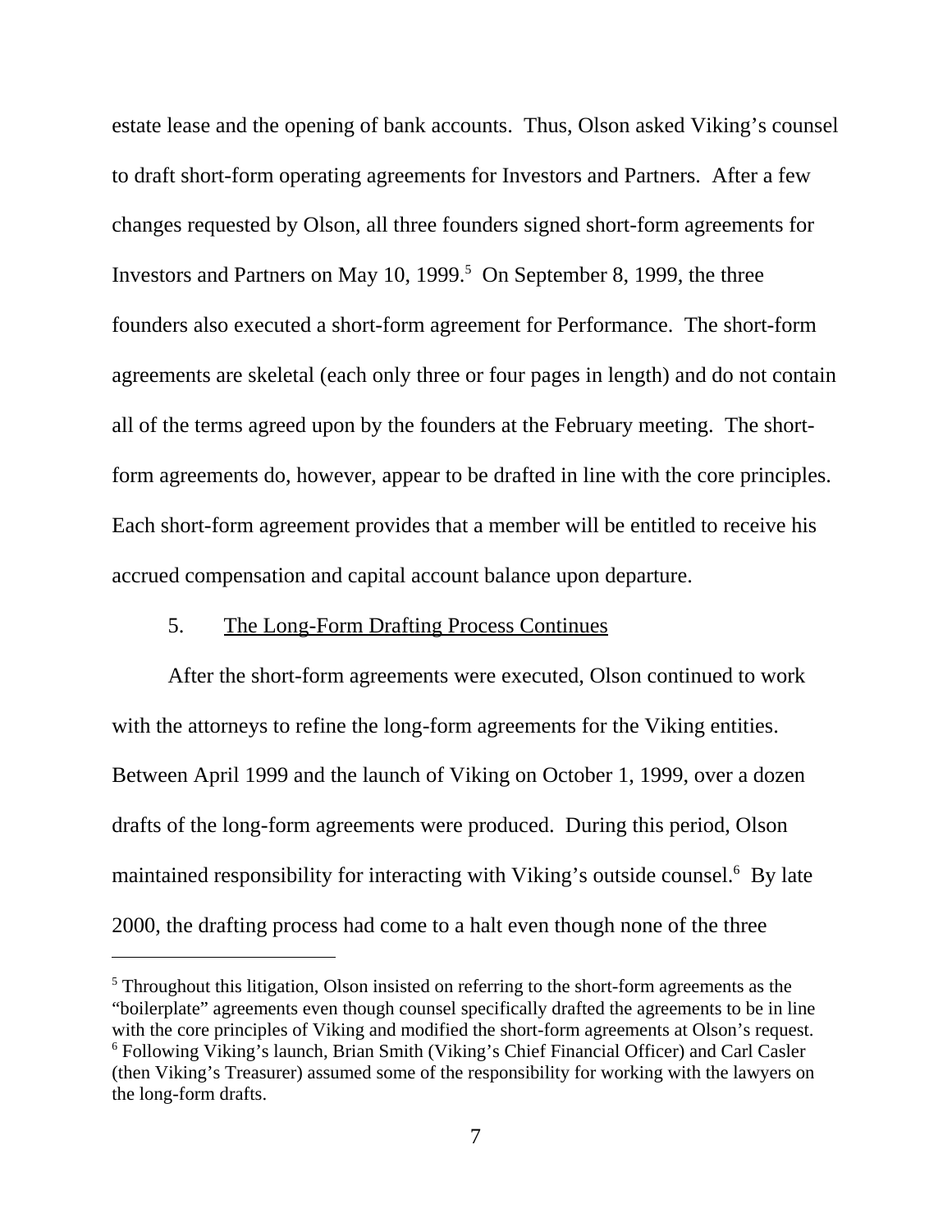estate lease and the opening of bank accounts. Thus, Olson asked Viking's counsel to draft short-form operating agreements for Investors and Partners. After a few changes requested by Olson, all three founders signed short-form agreements for Investors and Partners on May 10, 1999.[5] On September 8, 1999, the three founders also executed a short-form agreement for Performance. The short-form agreements are skeletal (each only three or four pages in length) and do not contain all of the terms agreed upon by the founders at the February meeting. The short-form agreements do, however, appear to be drafted in line with the core principles. Each short-form agreement provides that a member will be entitled to receive his accrued compensation and capital account balance upon departure.

5. <u>The Long-Form Drafting Process Continues</u>

After the short-form agreements were executed, Olson continued to work with the attorneys to refine the long-form agreements for the Viking entities. Between April 1999 and the launch of Viking on October 1, 1999, over a dozen drafts of the long-form agreements were produced. During this period, Olson maintained responsibility for interacting with Viking's outside counsel.[6] By late 2000, the drafting process had come to a halt even though none of the three

---

[5] Throughout this litigation, Olson insisted on referring to the short-form agreements as the "boilerplate" agreements even though counsel specifically drafted the agreements to be in line with the core principles of Viking and modified the short-form agreements at Olson's request.

[6] Following Viking's launch, Brian Smith (Viking's Chief Financial Officer) and Carl Casler (then Viking's Treasurer) assumed some of the responsibility for working with the lawyers on the long-form drafts.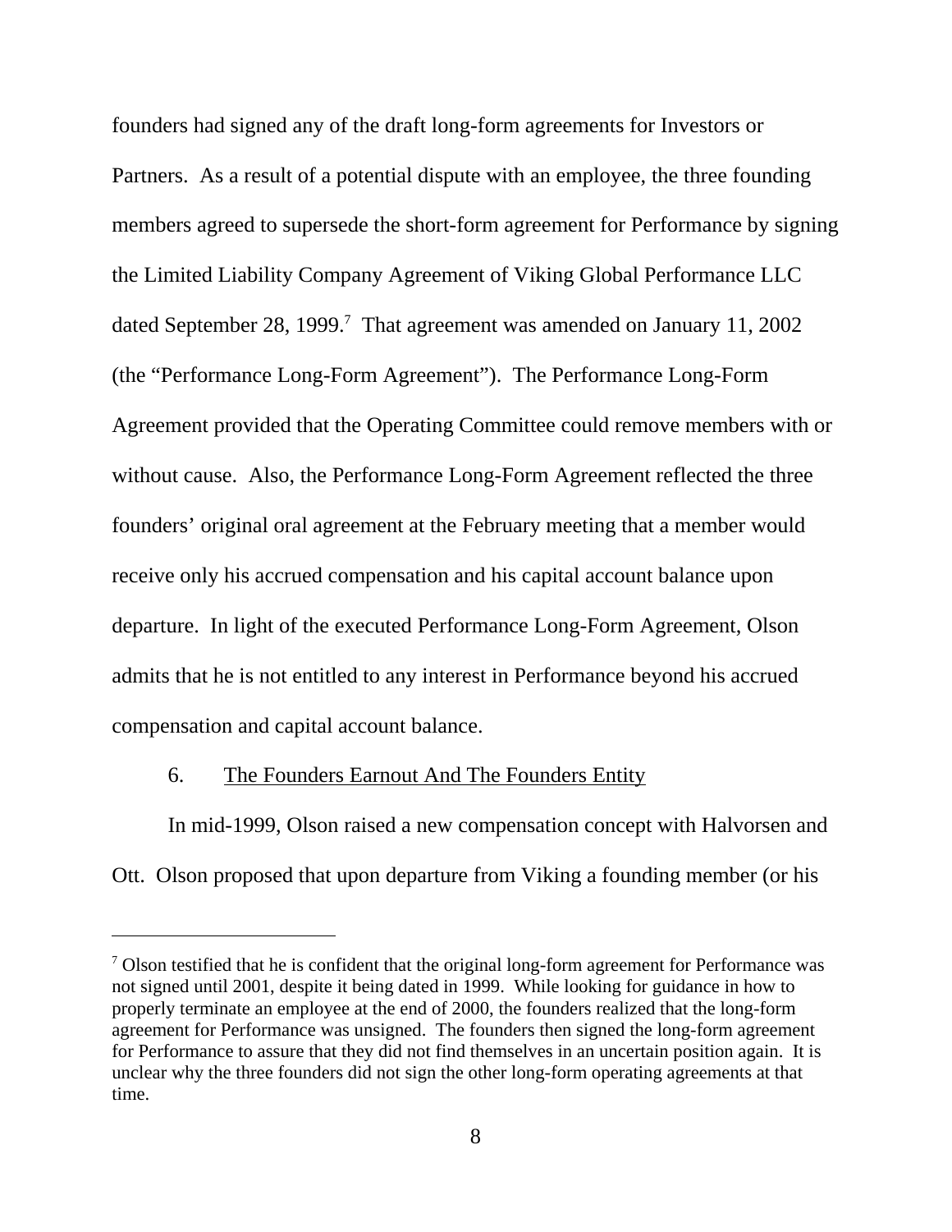founders had signed any of the draft long-form agreements for Investors or Partners. As a result of a potential dispute with an employee, the three founding members agreed to supersede the short-form agreement for Performance by signing the Limited Liability Company Agreement of Viking Global Performance LLC dated September 28, 1999.[7] That agreement was amended on January 11, 2002 (the "Performance Long-Form Agreement"). The Performance Long-Form Agreement provided that the Operating Committee could remove members with or without cause. Also, the Performance Long-Form Agreement reflected the three founders' original oral agreement at the February meeting that a member would receive only his accrued compensation and his capital account balance upon departure. In light of the executed Performance Long-Form Agreement, Olson admits that he is not entitled to any interest in Performance beyond his accrued compensation and capital account balance.

6. <u>The Founders Earnout And The Founders Entity</u>

In mid-1999, Olson raised a new compensation concept with Halvorsen and Ott. Olson proposed that upon departure from Viking a founding member (or his

---

[7] Olson testified that he is confident that the original long-form agreement for Performance was not signed until 2001, despite it being dated in 1999. While looking for guidance in how to properly terminate an employee at the end of 2000, the founders realized that the long-form agreement for Performance was unsigned. The founders then signed the long-form agreement for Performance to assure that they did not find themselves in an uncertain position again. It is unclear why the three founders did not sign the other long-form operating agreements at that time.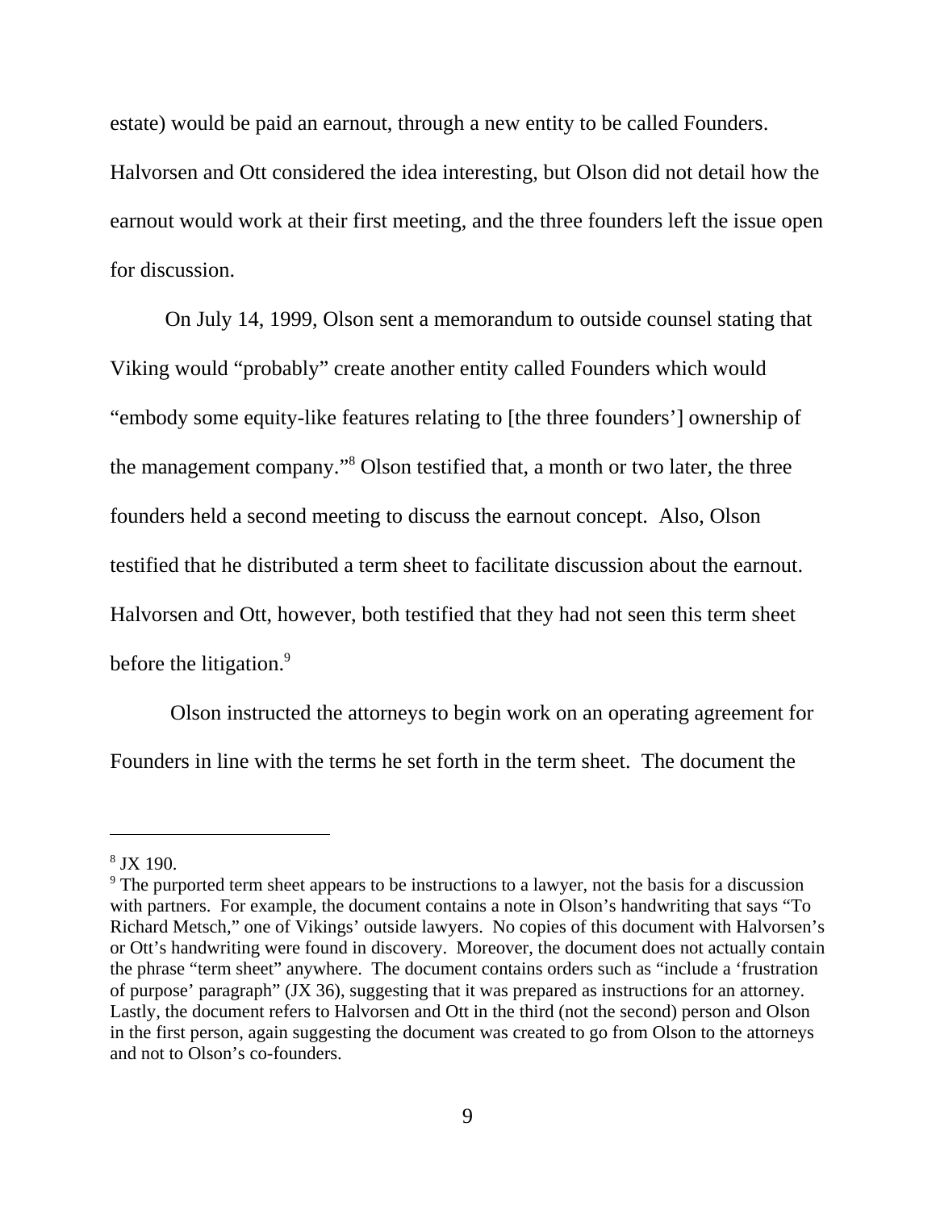estate) would be paid an earnout, through a new entity to be called Founders. Halvorsen and Ott considered the idea interesting, but Olson did not detail how the earnout would work at their first meeting, and the three founders left the issue open for discussion.

On July 14, 1999, Olson sent a memorandum to outside counsel stating that Viking would "probably" create another entity called Founders which would "embody some equity-like features relating to [the three founders'] ownership of the management company."[8] Olson testified that, a month or two later, the three founders held a second meeting to discuss the earnout concept. Also, Olson testified that he distributed a term sheet to facilitate discussion about the earnout. Halvorsen and Ott, however, both testified that they had not seen this term sheet before the litigation.[9]

Olson instructed the attorneys to begin work on an operating agreement for Founders in line with the terms he set forth in the term sheet. The document the

---

[8] JX 190.

[9] The purported term sheet appears to be instructions to a lawyer, not the basis for a discussion with partners. For example, the document contains a note in Olson's handwriting that says "To Richard Metsch," one of Vikings' outside lawyers. No copies of this document with Halvorsen's or Ott's handwriting were found in discovery. Moreover, the document does not actually contain the phrase "term sheet" anywhere. The document contains orders such as "include a 'frustration of purpose' paragraph" (JX 36), suggesting that it was prepared as instructions for an attorney. Lastly, the document refers to Halvorsen and Ott in the third (not the second) person and Olson in the first person, again suggesting the document was created to go from Olson to the attorneys and not to Olson's co-founders.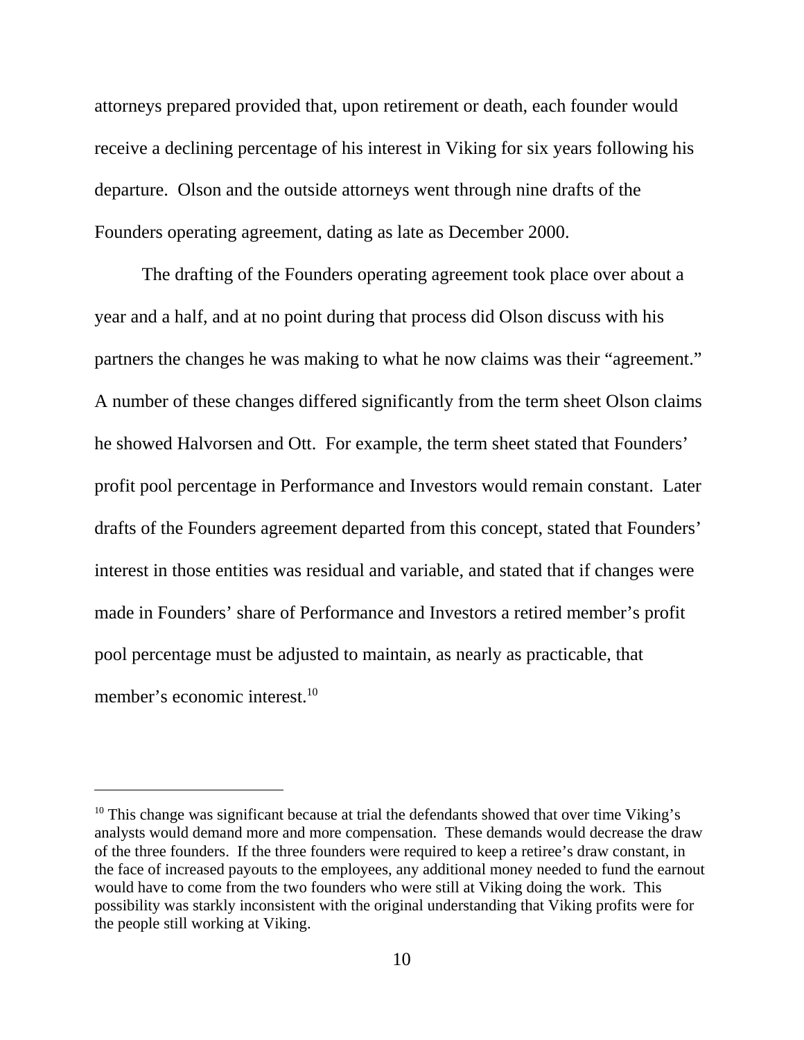attorneys prepared provided that, upon retirement or death, each founder would receive a declining percentage of his interest in Viking for six years following his departure. Olson and the outside attorneys went through nine drafts of the Founders operating agreement, dating as late as December 2000.

The drafting of the Founders operating agreement took place over about a year and a half, and at no point during that process did Olson discuss with his partners the changes he was making to what he now claims was their "agreement." A number of these changes differed significantly from the term sheet Olson claims he showed Halvorsen and Ott. For example, the term sheet stated that Founders' profit pool percentage in Performance and Investors would remain constant. Later drafts of the Founders agreement departed from this concept, stated that Founders' interest in those entities was residual and variable, and stated that if changes were made in Founders' share of Performance and Investors a retired member's profit pool percentage must be adjusted to maintain, as nearly as practicable, that member's economic interest.[10]

---

[10] This change was significant because at trial the defendants showed that over time Viking's analysts would demand more and more compensation. These demands would decrease the draw of the three founders. If the three founders were required to keep a retiree's draw constant, in the face of increased payouts to the employees, any additional money needed to fund the earnout would have to come from the two founders who were still at Viking doing the work. This possibility was starkly inconsistent with the original understanding that Viking profits were for the people still working at Viking.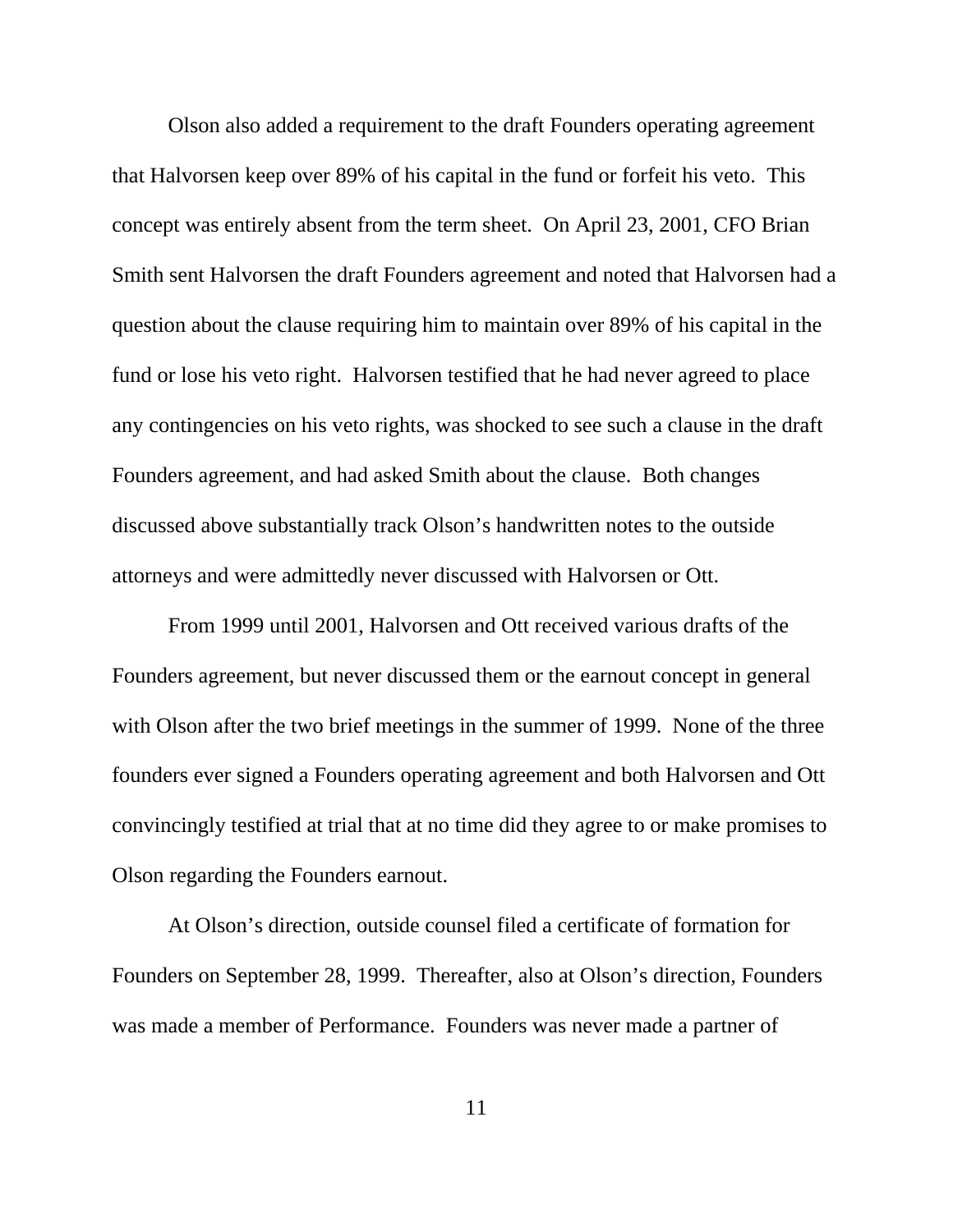Olson also added a requirement to the draft Founders operating agreement that Halvorsen keep over 89% of his capital in the fund or forfeit his veto. This concept was entirely absent from the term sheet. On April 23, 2001, CFO Brian Smith sent Halvorsen the draft Founders agreement and noted that Halvorsen had a question about the clause requiring him to maintain over 89% of his capital in the fund or lose his veto right. Halvorsen testified that he had never agreed to place any contingencies on his veto rights, was shocked to see such a clause in the draft Founders agreement, and had asked Smith about the clause. Both changes discussed above substantially track Olson's handwritten notes to the outside attorneys and were admittedly never discussed with Halvorsen or Ott.

From 1999 until 2001, Halvorsen and Ott received various drafts of the Founders agreement, but never discussed them or the earnout concept in general with Olson after the two brief meetings in the summer of 1999. None of the three founders ever signed a Founders operating agreement and both Halvorsen and Ott convincingly testified at trial that at no time did they agree to or make promises to Olson regarding the Founders earnout.

At Olson's direction, outside counsel filed a certificate of formation for Founders on September 28, 1999. Thereafter, also at Olson's direction, Founders was made a member of Performance. Founders was never made a partner of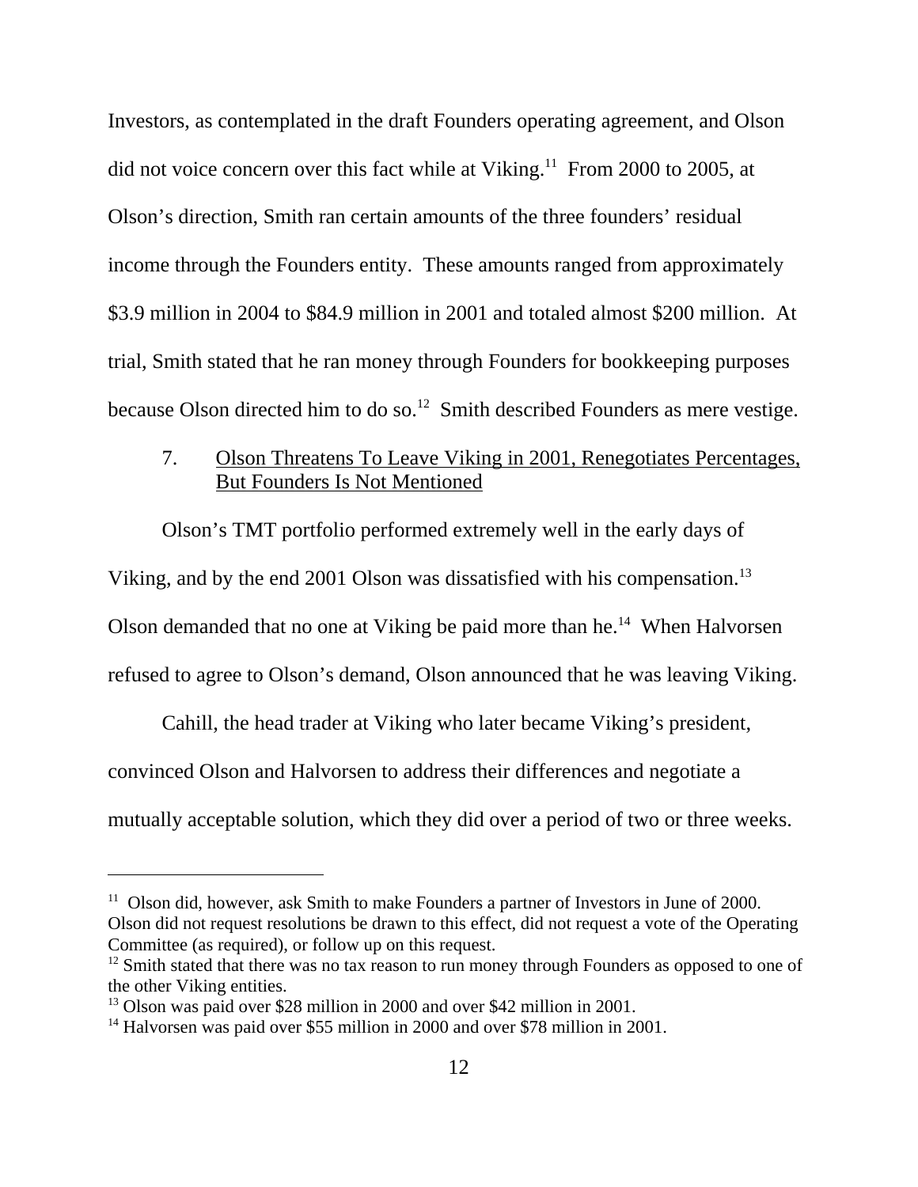Investors, as contemplated in the draft Founders operating agreement, and Olson did not voice concern over this fact while at Viking.[11] From 2000 to 2005, at Olson's direction, Smith ran certain amounts of the three founders' residual income through the Founders entity. These amounts ranged from approximately $3.9 million in 2004 to $84.9 million in 2001 and totaled almost $200 million. At trial, Smith stated that he ran money through Founders for bookkeeping purposes because Olson directed him to do so.[12] Smith described Founders as mere vestige.

7. Olson Threatens To Leave Viking in 2001, Renegotiates Percentages, But Founders Is Not Mentioned

Olson's TMT portfolio performed extremely well in the early days of Viking, and by the end 2001 Olson was dissatisfied with his compensation.[13] Olson demanded that no one at Viking be paid more than he.[14] When Halvorsen refused to agree to Olson's demand, Olson announced that he was leaving Viking.

Cahill, the head trader at Viking who later became Viking's president, convinced Olson and Halvorsen to address their differences and negotiate a mutually acceptable solution, which they did over a period of two or three weeks.

---

[11] Olson did, however, ask Smith to make Founders a partner of Investors in June of 2000. Olson did not request resolutions be drawn to this effect, did not request a vote of the Operating Committee (as required), or follow up on this request.

[12] Smith stated that there was no tax reason to run money through Founders as opposed to one of the other Viking entities.

[13] Olson was paid over $28 million in 2000 and over $42 million in 2001.

[14] Halvorsen was paid over $55 million in 2000 and over $78 million in 2001.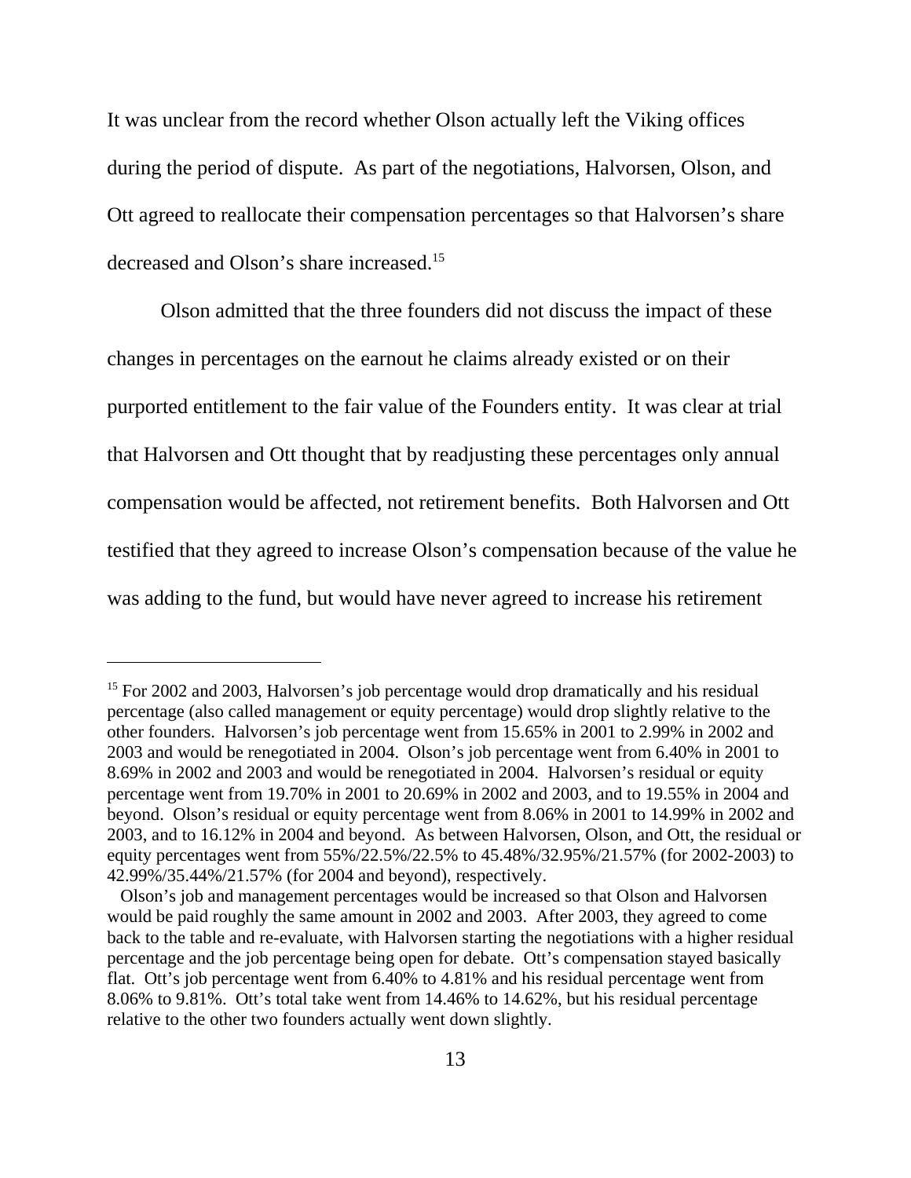It was unclear from the record whether Olson actually left the Viking offices during the period of dispute. As part of the negotiations, Halvorsen, Olson, and Ott agreed to reallocate their compensation percentages so that Halvorsen's share decreased and Olson's share increased.[15]

Olson admitted that the three founders did not discuss the impact of these changes in percentages on the earnout he claims already existed or on their purported entitlement to the fair value of the Founders entity. It was clear at trial that Halvorsen and Ott thought that by readjusting these percentages only annual compensation would be affected, not retirement benefits. Both Halvorsen and Ott testified that they agreed to increase Olson's compensation because of the value he was adding to the fund, but would have never agreed to increase his retirement

---

[15] For 2002 and 2003, Halvorsen's job percentage would drop dramatically and his residual percentage (also called management or equity percentage) would drop slightly relative to the other founders. Halvorsen's job percentage went from 15.65% in 2001 to 2.99% in 2002 and 2003 and would be renegotiated in 2004. Olson's job percentage went from 6.40% in 2001 to 8.69% in 2002 and 2003 and would be renegotiated in 2004. Halvorsen's residual or equity percentage went from 19.70% in 2001 to 20.69% in 2002 and 2003, and to 19.55% in 2004 and beyond. Olson's residual or equity percentage went from 8.06% in 2001 to 14.99% in 2002 and 2003, and to 16.12% in 2004 and beyond. As between Halvorsen, Olson, and Ott, the residual or equity percentages went from 55%/22.5%/22.5% to 45.48%/32.95%/21.57% (for 2002-2003) to 42.99%/35.44%/21.57% (for 2004 and beyond), respectively.

Olson's job and management percentages would be increased so that Olson and Halvorsen would be paid roughly the same amount in 2002 and 2003. After 2003, they agreed to come back to the table and re-evaluate, with Halvorsen starting the negotiations with a higher residual percentage and the job percentage being open for debate. Ott's compensation stayed basically flat. Ott's job percentage went from 6.40% to 4.81% and his residual percentage went from 8.06% to 9.81%. Ott's total take went from 14.46% to 14.62%, but his residual percentage relative to the other two founders actually went down slightly.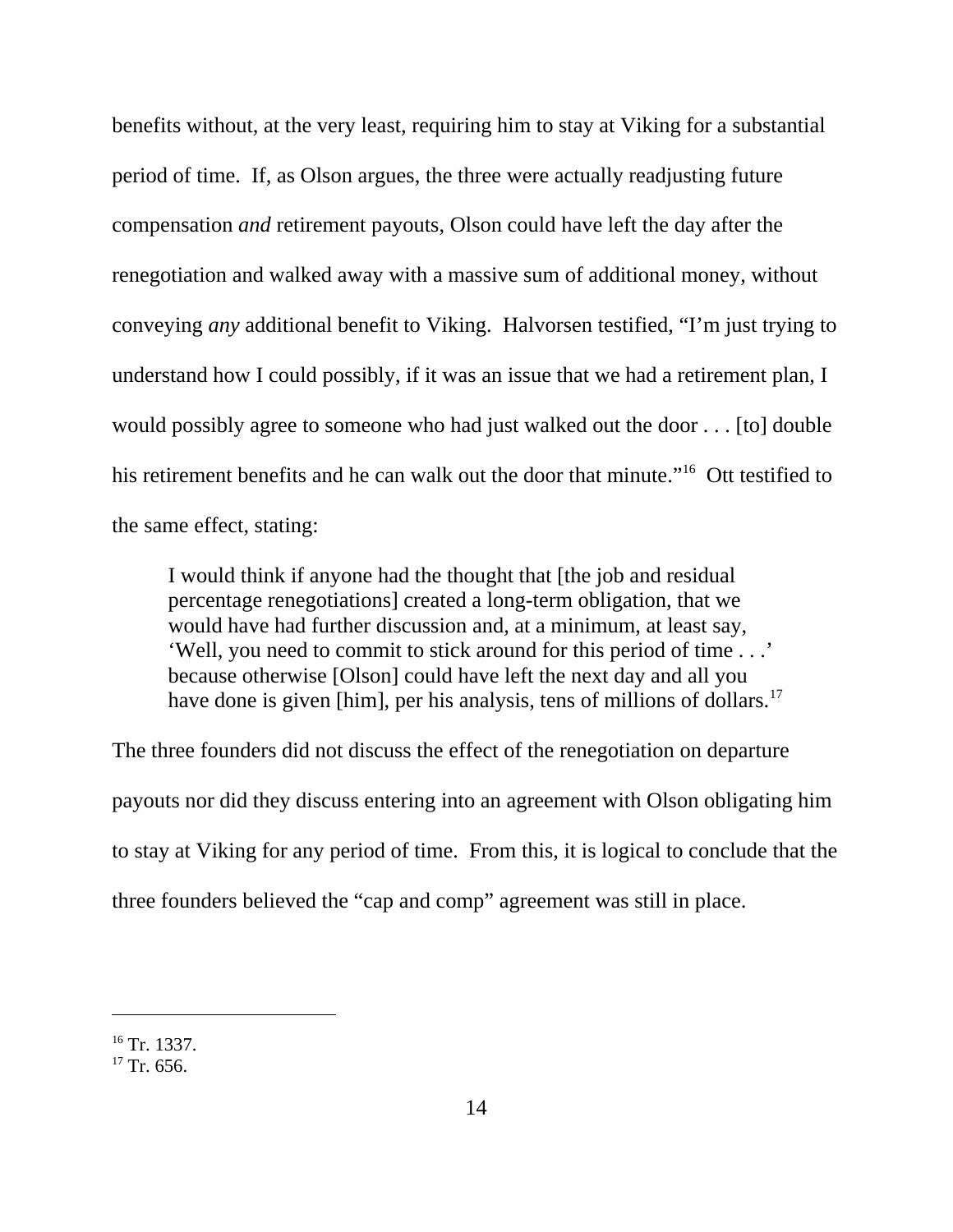benefits without, at the very least, requiring him to stay at Viking for a substantial period of time. If, as Olson argues, the three were actually readjusting future compensation *and* retirement payouts, Olson could have left the day after the renegotiation and walked away with a massive sum of additional money, without conveying *any* additional benefit to Viking. Halvorsen testified, "I'm just trying to understand how I could possibly, if it was an issue that we had a retirement plan, I would possibly agree to someone who had just walked out the door . . . [to] double his retirement benefits and he can walk out the door that minute."[16] Ott testified to the same effect, stating:

> I would think if anyone had the thought that [the job and residual percentage renegotiations] created a long-term obligation, that we would have had further discussion and, at a minimum, at least say, 'Well, you need to commit to stick around for this period of time . . .' because otherwise [Olson] could have left the next day and all you have done is given [him], per his analysis, tens of millions of dollars.[17]

The three founders did not discuss the effect of the renegotiation on departure payouts nor did they discuss entering into an agreement with Olson obligating him to stay at Viking for any period of time. From this, it is logical to conclude that the three founders believed the "cap and comp" agreement was still in place.

---

[16] Tr. 1337.
[17] Tr. 656.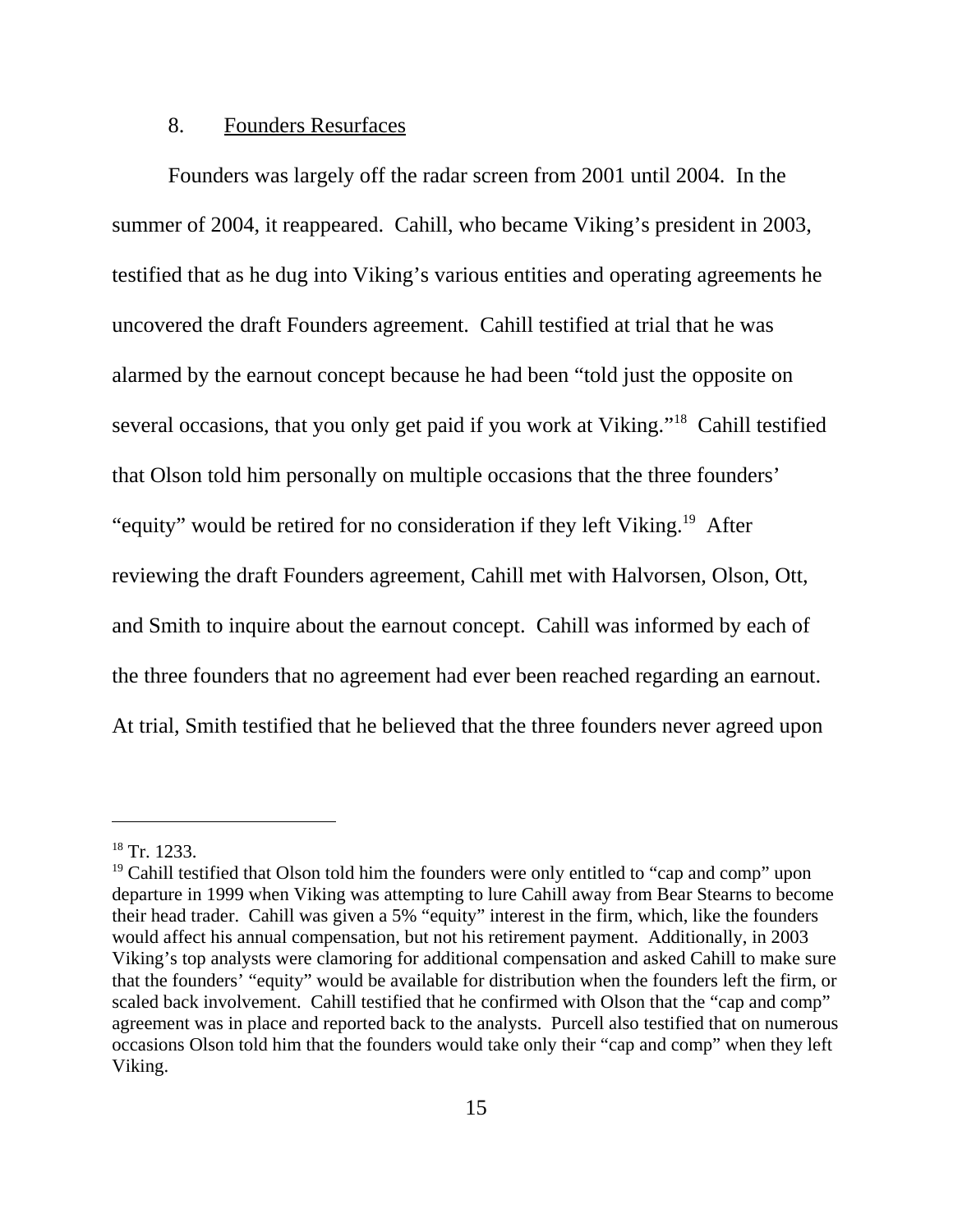### 8. Founders Resurfaces

Founders was largely off the radar screen from 2001 until 2004. In the summer of 2004, it reappeared. Cahill, who became Viking's president in 2003, testified that as he dug into Viking's various entities and operating agreements he uncovered the draft Founders agreement. Cahill testified at trial that he was alarmed by the earnout concept because he had been "told just the opposite on several occasions, that you only get paid if you work at Viking."[18] Cahill testified that Olson told him personally on multiple occasions that the three founders' "equity" would be retired for no consideration if they left Viking.[19] After reviewing the draft Founders agreement, Cahill met with Halvorsen, Olson, Ott, and Smith to inquire about the earnout concept. Cahill was informed by each of the three founders that no agreement had ever been reached regarding an earnout. At trial, Smith testified that he believed that the three founders never agreed upon

---

[18] Tr. 1233.

[19] Cahill testified that Olson told him the founders were only entitled to "cap and comp" upon departure in 1999 when Viking was attempting to lure Cahill away from Bear Stearns to become their head trader. Cahill was given a 5% "equity" interest in the firm, which, like the founders would affect his annual compensation, but not his retirement payment. Additionally, in 2003 Viking's top analysts were clamoring for additional compensation and asked Cahill to make sure that the founders' "equity" would be available for distribution when the founders left the firm, or scaled back involvement. Cahill testified that he confirmed with Olson that the "cap and comp" agreement was in place and reported back to the analysts. Purcell also testified that on numerous occasions Olson told him that the founders would take only their "cap and comp" when they left Viking.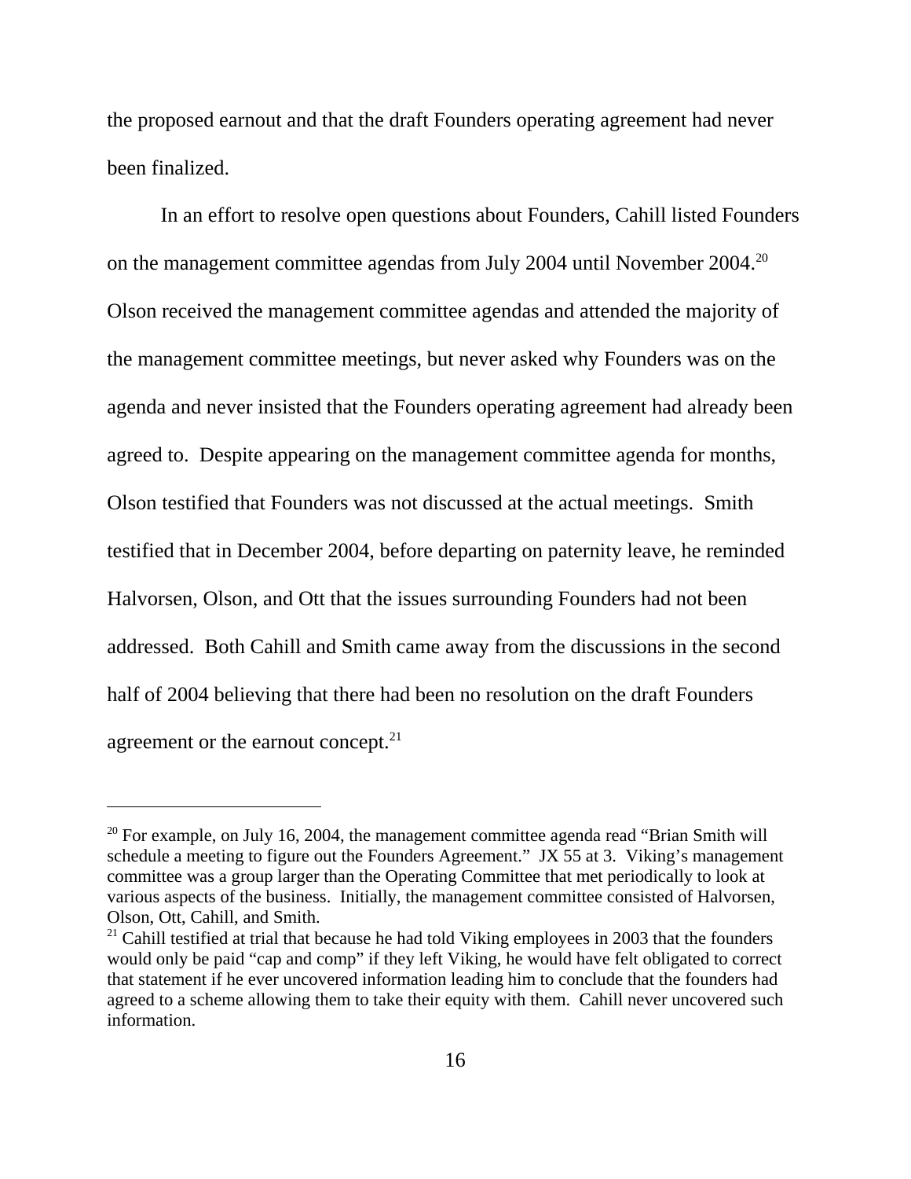the proposed earnout and that the draft Founders operating agreement had never been finalized.

In an effort to resolve open questions about Founders, Cahill listed Founders on the management committee agendas from July 2004 until November 2004.[20] Olson received the management committee agendas and attended the majority of the management committee meetings, but never asked why Founders was on the agenda and never insisted that the Founders operating agreement had already been agreed to. Despite appearing on the management committee agenda for months, Olson testified that Founders was not discussed at the actual meetings. Smith testified that in December 2004, before departing on paternity leave, he reminded Halvorsen, Olson, and Ott that the issues surrounding Founders had not been addressed. Both Cahill and Smith came away from the discussions in the second half of 2004 believing that there had been no resolution on the draft Founders agreement or the earnout concept.[21]

---

[20] For example, on July 16, 2004, the management committee agenda read "Brian Smith will schedule a meeting to figure out the Founders Agreement." JX 55 at 3. Viking's management committee was a group larger than the Operating Committee that met periodically to look at various aspects of the business. Initially, the management committee consisted of Halvorsen, Olson, Ott, Cahill, and Smith.

[21] Cahill testified at trial that because he had told Viking employees in 2003 that the founders would only be paid "cap and comp" if they left Viking, he would have felt obligated to correct that statement if he ever uncovered information leading him to conclude that the founders had agreed to a scheme allowing them to take their equity with them. Cahill never uncovered such information.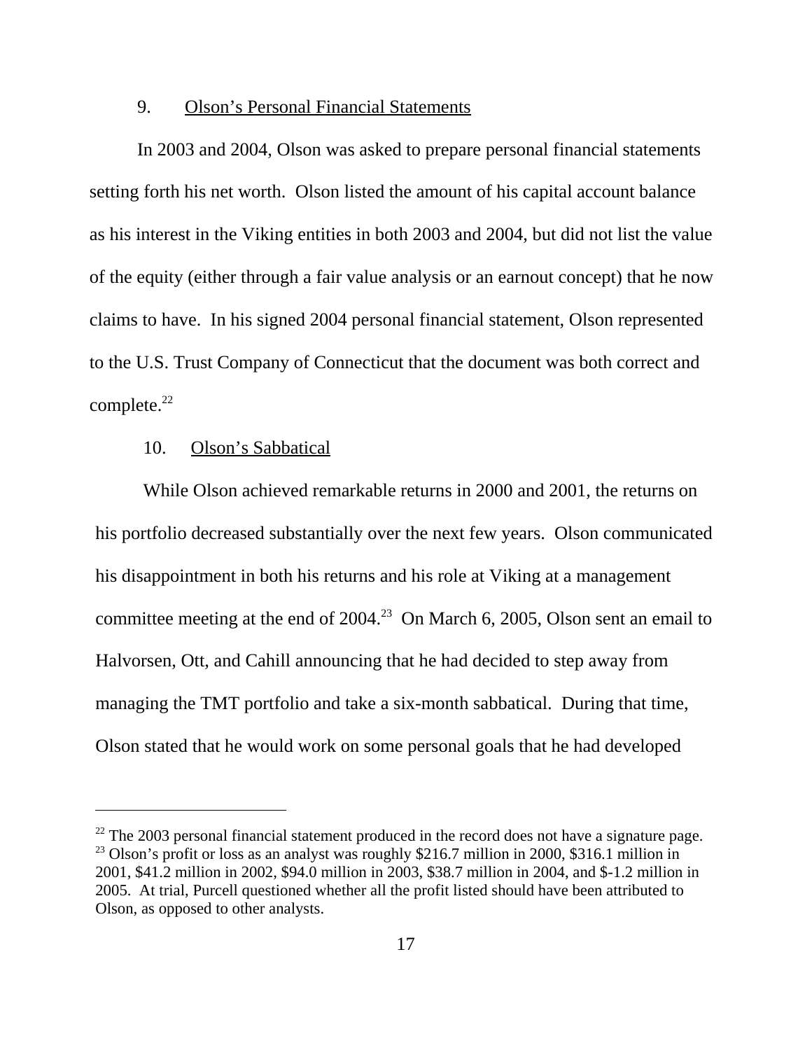9. Olson's Personal Financial Statements

In 2003 and 2004, Olson was asked to prepare personal financial statements setting forth his net worth. Olson listed the amount of his capital account balance as his interest in the Viking entities in both 2003 and 2004, but did not list the value of the equity (either through a fair value analysis or an earnout concept) that he now claims to have. In his signed 2004 personal financial statement, Olson represented to the U.S. Trust Company of Connecticut that the document was both correct and complete.[22]

10. Olson's Sabbatical

While Olson achieved remarkable returns in 2000 and 2001, the returns on his portfolio decreased substantially over the next few years. Olson communicated his disappointment in both his returns and his role at Viking at a management committee meeting at the end of 2004.[23] On March 6, 2005, Olson sent an email to Halvorsen, Ott, and Cahill announcing that he had decided to step away from managing the TMT portfolio and take a six-month sabbatical. During that time, Olson stated that he would work on some personal goals that he had developed

---

[22] The 2003 personal financial statement produced in the record does not have a signature page.

[23] Olson's profit or loss as an analyst was roughly $216.7 million in 2000, $316.1 million in 2001, $41.2 million in 2002, $94.0 million in 2003, $38.7 million in 2004, and $-1.2 million in 2005. At trial, Purcell questioned whether all the profit listed should have been attributed to Olson, as opposed to other analysts.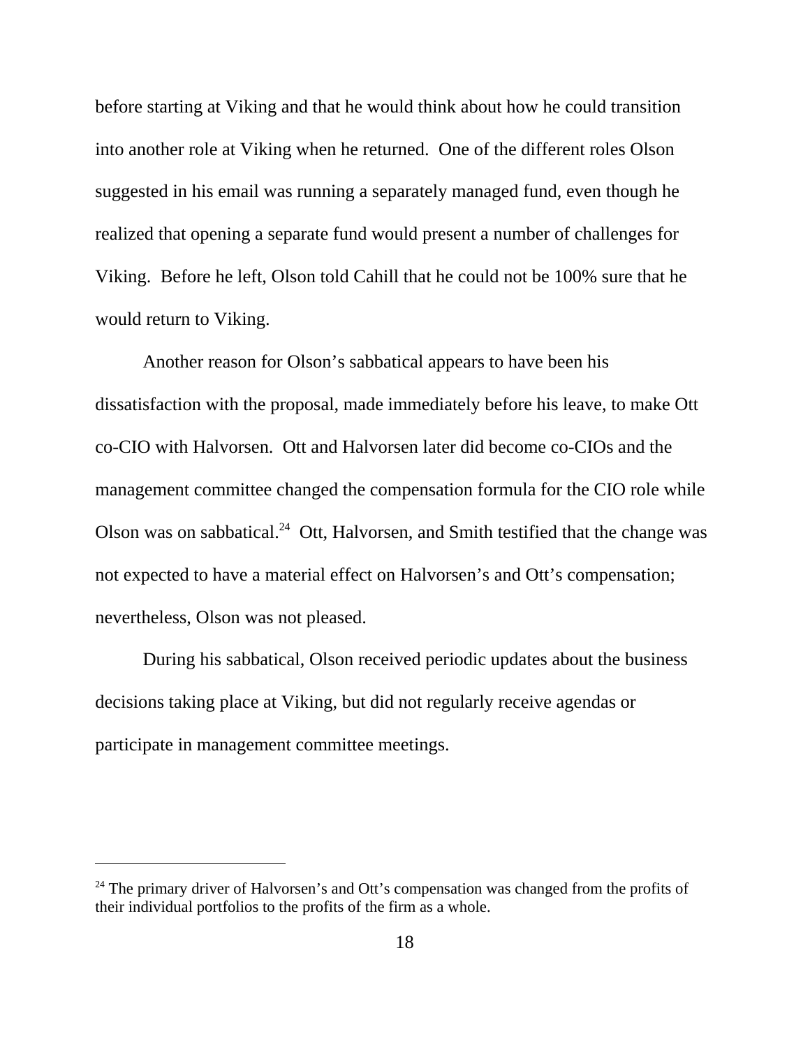before starting at Viking and that he would think about how he could transition into another role at Viking when he returned. One of the different roles Olson suggested in his email was running a separately managed fund, even though he realized that opening a separate fund would present a number of challenges for Viking. Before he left, Olson told Cahill that he could not be 100% sure that he would return to Viking.

Another reason for Olson's sabbatical appears to have been his dissatisfaction with the proposal, made immediately before his leave, to make Ott co-CIO with Halvorsen. Ott and Halvorsen later did become co-CIOs and the management committee changed the compensation formula for the CIO role while Olson was on sabbatical.[24] Ott, Halvorsen, and Smith testified that the change was not expected to have a material effect on Halvorsen's and Ott's compensation; nevertheless, Olson was not pleased.

During his sabbatical, Olson received periodic updates about the business decisions taking place at Viking, but did not regularly receive agendas or participate in management committee meetings.

---

[24] The primary driver of Halvorsen's and Ott's compensation was changed from the profits of their individual portfolios to the profits of the firm as a whole.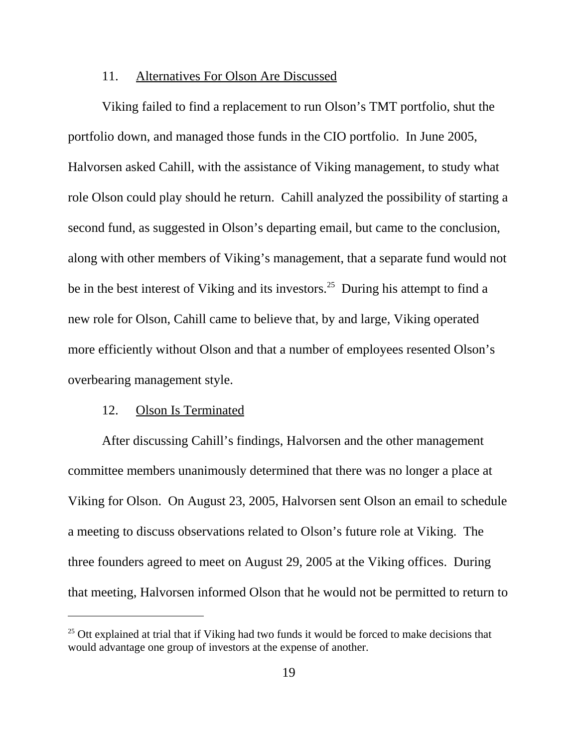### 11. Alternatives For Olson Are Discussed

Viking failed to find a replacement to run Olson's TMT portfolio, shut the portfolio down, and managed those funds in the CIO portfolio. In June 2005, Halvorsen asked Cahill, with the assistance of Viking management, to study what role Olson could play should he return. Cahill analyzed the possibility of starting a second fund, as suggested in Olson's departing email, but came to the conclusion, along with other members of Viking's management, that a separate fund would not be in the best interest of Viking and its investors.[25] During his attempt to find a new role for Olson, Cahill came to believe that, by and large, Viking operated more efficiently without Olson and that a number of employees resented Olson's overbearing management style.

### 12. Olson Is Terminated

After discussing Cahill's findings, Halvorsen and the other management committee members unanimously determined that there was no longer a place at Viking for Olson. On August 23, 2005, Halvorsen sent Olson an email to schedule a meeting to discuss observations related to Olson's future role at Viking. The three founders agreed to meet on August 29, 2005 at the Viking offices. During that meeting, Halvorsen informed Olson that he would not be permitted to return to

---

[25] Ott explained at trial that if Viking had two funds it would be forced to make decisions that would advantage one group of investors at the expense of another.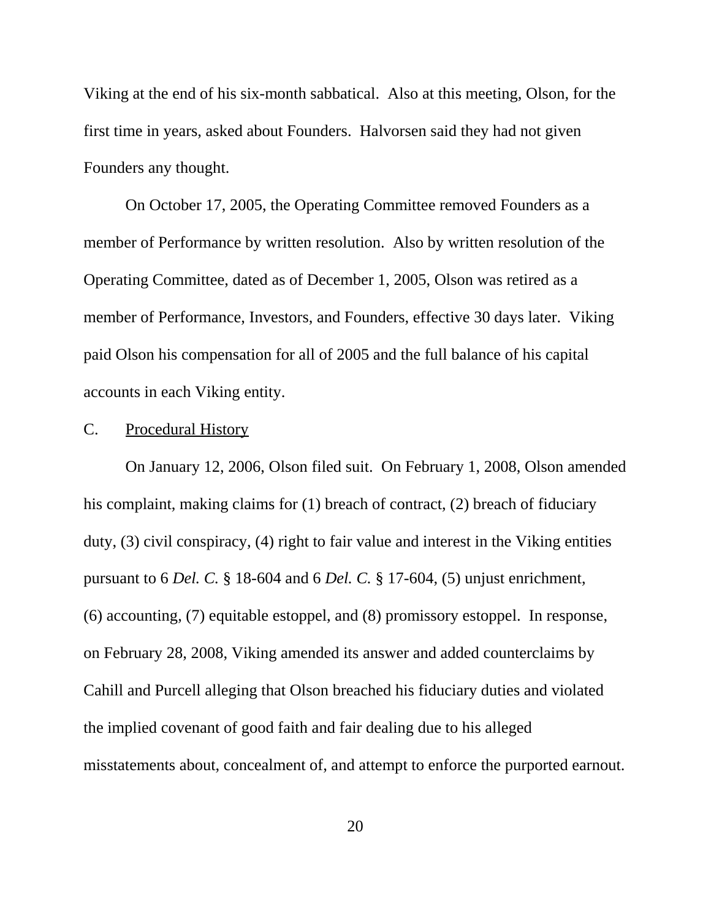Viking at the end of his six-month sabbatical. Also at this meeting, Olson, for the first time in years, asked about Founders. Halvorsen said they had not given Founders any thought.

On October 17, 2005, the Operating Committee removed Founders as a member of Performance by written resolution. Also by written resolution of the Operating Committee, dated as of December 1, 2005, Olson was retired as a member of Performance, Investors, and Founders, effective 30 days later. Viking paid Olson his compensation for all of 2005 and the full balance of his capital accounts in each Viking entity.

### C. Procedural History

On January 12, 2006, Olson filed suit. On February 1, 2008, Olson amended his complaint, making claims for (1) breach of contract, (2) breach of fiduciary duty, (3) civil conspiracy, (4) right to fair value and interest in the Viking entities pursuant to 6 *Del. C.* § 18-604 and 6 *Del. C.* § 17-604, (5) unjust enrichment, (6) accounting, (7) equitable estoppel, and (8) promissory estoppel. In response, on February 28, 2008, Viking amended its answer and added counterclaims by Cahill and Purcell alleging that Olson breached his fiduciary duties and violated the implied covenant of good faith and fair dealing due to his alleged misstatements about, concealment of, and attempt to enforce the purported earnout.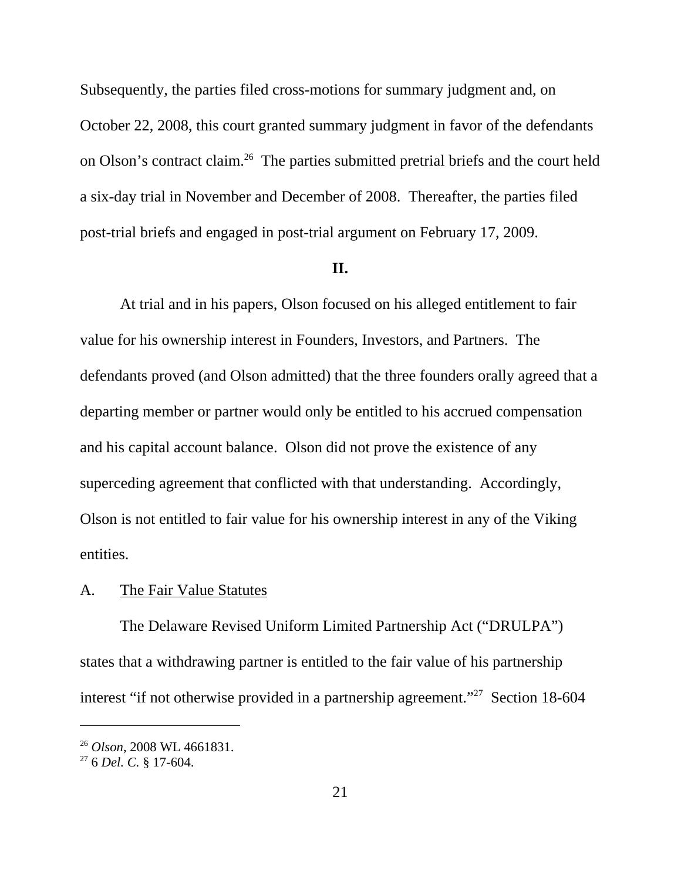Subsequently, the parties filed cross-motions for summary judgment and, on October 22, 2008, this court granted summary judgment in favor of the defendants on Olson's contract claim.[26] The parties submitted pretrial briefs and the court held a six-day trial in November and December of 2008. Thereafter, the parties filed post-trial briefs and engaged in post-trial argument on February 17, 2009.

## II.

At trial and in his papers, Olson focused on his alleged entitlement to fair value for his ownership interest in Founders, Investors, and Partners. The defendants proved (and Olson admitted) that the three founders orally agreed that a departing member or partner would only be entitled to his accrued compensation and his capital account balance. Olson did not prove the existence of any superceding agreement that conflicted with that understanding. Accordingly, Olson is not entitled to fair value for his ownership interest in any of the Viking entities.

### A. The Fair Value Statutes

The Delaware Revised Uniform Limited Partnership Act ("DRULPA") states that a withdrawing partner is entitled to the fair value of his partnership interest "if not otherwise provided in a partnership agreement."[27] Section 18-604

---

[26] *Olson*, 2008 WL 4661831.

[27] 6 *Del. C.* § 17-604.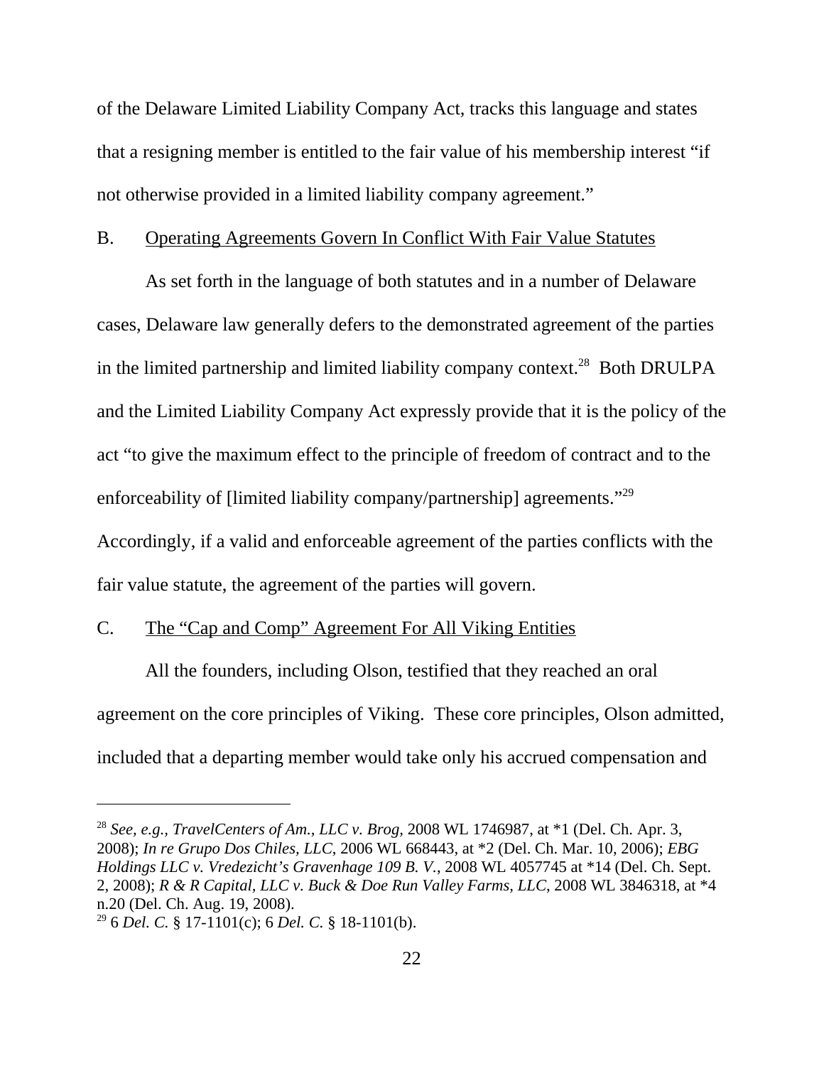of the Delaware Limited Liability Company Act, tracks this language and states that a resigning member is entitled to the fair value of his membership interest "if not otherwise provided in a limited liability company agreement."

B. Operating Agreements Govern In Conflict With Fair Value Statutes

As set forth in the language of both statutes and in a number of Delaware cases, Delaware law generally defers to the demonstrated agreement of the parties in the limited partnership and limited liability company context.[28] Both DRULPA and the Limited Liability Company Act expressly provide that it is the policy of the act "to give the maximum effect to the principle of freedom of contract and to the enforceability of [limited liability company/partnership] agreements."[29] Accordingly, if a valid and enforceable agreement of the parties conflicts with the fair value statute, the agreement of the parties will govern.

C. The "Cap and Comp" Agreement For All Viking Entities

All the founders, including Olson, testified that they reached an oral agreement on the core principles of Viking. These core principles, Olson admitted, included that a departing member would take only his accrued compensation and

---

[28] *See, e.g.*, *TravelCenters of Am., LLC v. Brog*, 2008 WL 1746987, at *1 (Del. Ch. Apr. 3, 2008); *In re Grupo Dos Chiles, LLC*, 2006 WL 668443, at *2 (Del. Ch. Mar. 10, 2006); *EBG Holdings LLC v. Vredezicht's Gravenhage 109 B. V.*, 2008 WL 4057745 at *14 (Del. Ch. Sept. 2, 2008); *R & R Capital, LLC v. Buck & Doe Run Valley Farms, LLC*, 2008 WL 3846318, at *4 n.20 (Del. Ch. Aug. 19, 2008).

[29] 6 *Del. C.* § 17-1101(c); 6 *Del. C.* § 18-1101(b).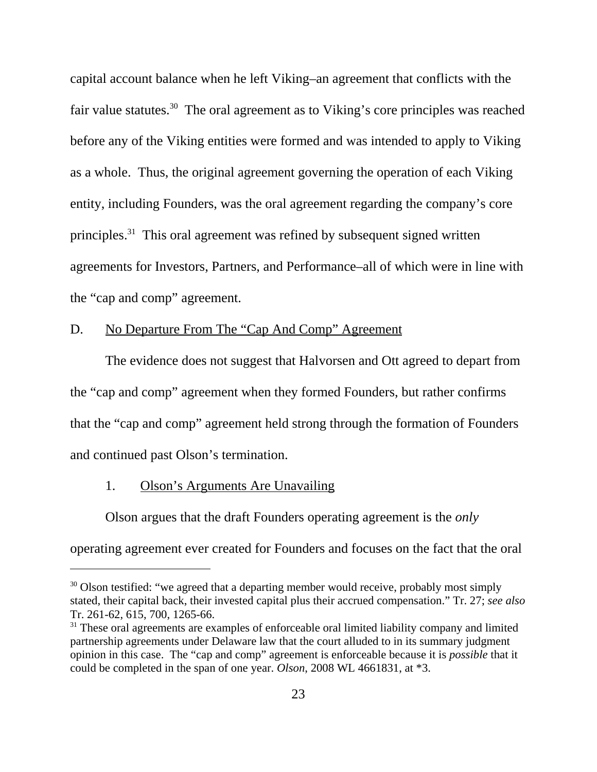capital account balance when he left Viking–an agreement that conflicts with the fair value statutes.[30] The oral agreement as to Viking's core principles was reached before any of the Viking entities were formed and was intended to apply to Viking as a whole. Thus, the original agreement governing the operation of each Viking entity, including Founders, was the oral agreement regarding the company's core principles.[31] This oral agreement was refined by subsequent signed written agreements for Investors, Partners, and Performance–all of which were in line with the "cap and comp" agreement.

D. <u>No Departure From The "Cap And Comp" Agreement</u>

The evidence does not suggest that Halvorsen and Ott agreed to depart from the "cap and comp" agreement when they formed Founders, but rather confirms that the "cap and comp" agreement held strong through the formation of Founders and continued past Olson's termination.

1. <u>Olson's Arguments Are Unavailing</u>

Olson argues that the draft Founders operating agreement is the *only* operating agreement ever created for Founders and focuses on the fact that the oral

---

[30] Olson testified: "we agreed that a departing member would receive, probably most simply stated, their capital back, their invested capital plus their accrued compensation." Tr. 27; *see also* Tr. 261-62, 615, 700, 1265-66.

[31] These oral agreements are examples of enforceable oral limited liability company and limited partnership agreements under Delaware law that the court alluded to in its summary judgment opinion in this case. The "cap and comp" agreement is enforceable because it is *possible* that it could be completed in the span of one year. *Olson*, 2008 WL 4661831, at *3.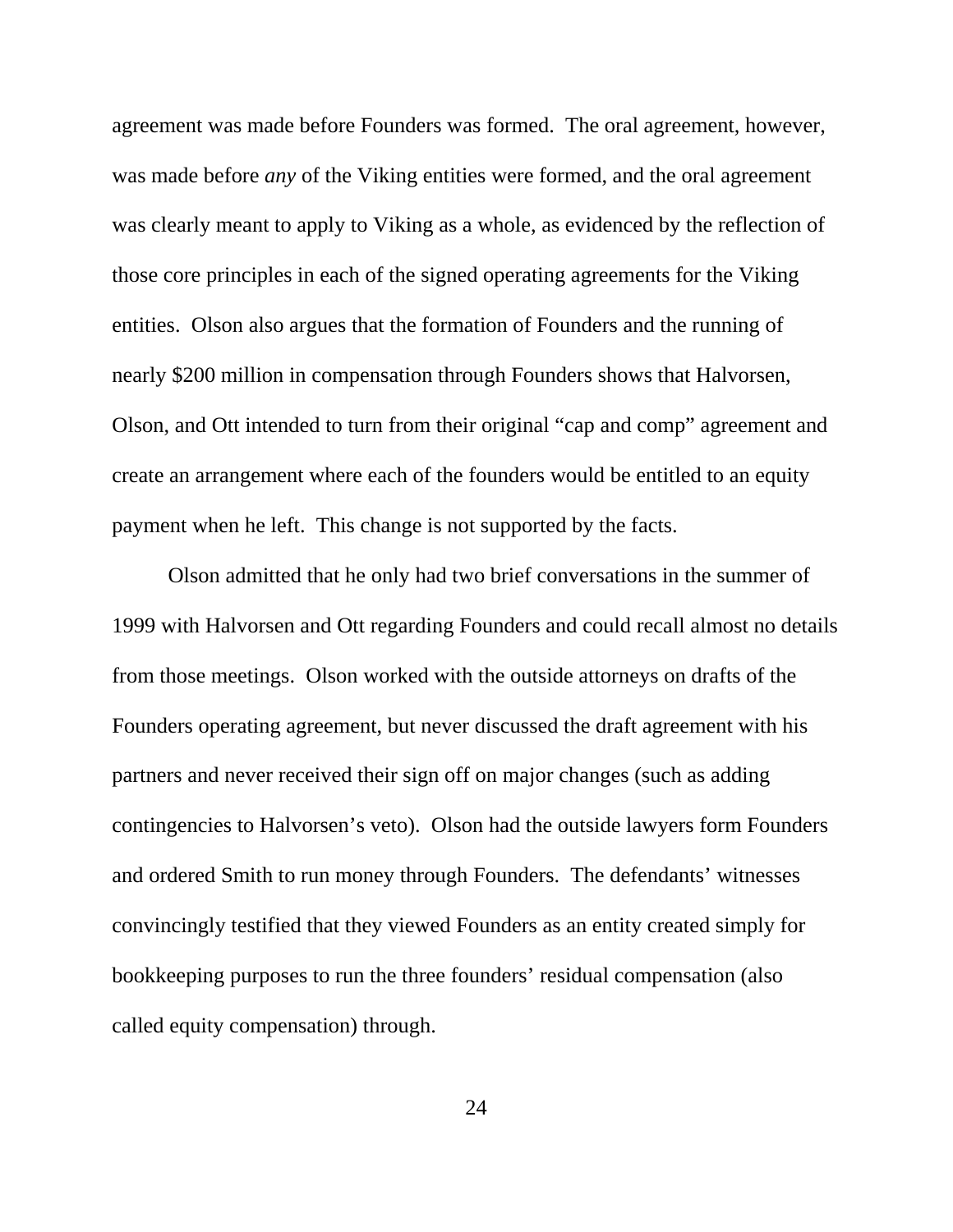agreement was made before Founders was formed. The oral agreement, however, was made before *any* of the Viking entities were formed, and the oral agreement was clearly meant to apply to Viking as a whole, as evidenced by the reflection of those core principles in each of the signed operating agreements for the Viking entities. Olson also argues that the formation of Founders and the running of nearly $200 million in compensation through Founders shows that Halvorsen, Olson, and Ott intended to turn from their original "cap and comp" agreement and create an arrangement where each of the founders would be entitled to an equity payment when he left. This change is not supported by the facts.

Olson admitted that he only had two brief conversations in the summer of 1999 with Halvorsen and Ott regarding Founders and could recall almost no details from those meetings. Olson worked with the outside attorneys on drafts of the Founders operating agreement, but never discussed the draft agreement with his partners and never received their sign off on major changes (such as adding contingencies to Halvorsen's veto). Olson had the outside lawyers form Founders and ordered Smith to run money through Founders. The defendants' witnesses convincingly testified that they viewed Founders as an entity created simply for bookkeeping purposes to run the three founders' residual compensation (also called equity compensation) through.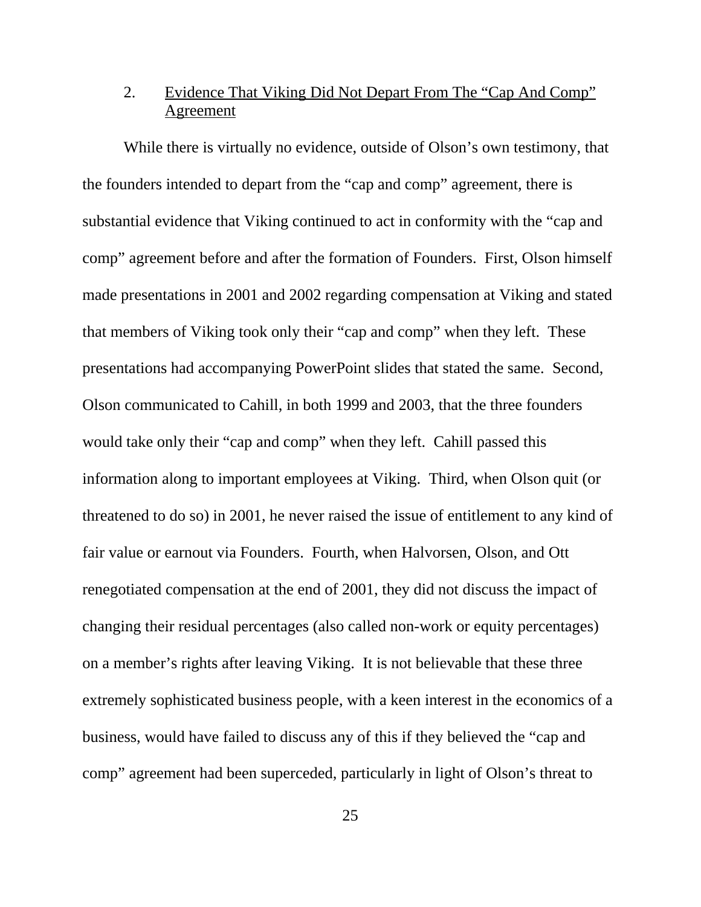### 2. Evidence That Viking Did Not Depart From The "Cap And Comp" Agreement

While there is virtually no evidence, outside of Olson's own testimony, that the founders intended to depart from the "cap and comp" agreement, there is substantial evidence that Viking continued to act in conformity with the "cap and comp" agreement before and after the formation of Founders. First, Olson himself made presentations in 2001 and 2002 regarding compensation at Viking and stated that members of Viking took only their "cap and comp" when they left. These presentations had accompanying PowerPoint slides that stated the same. Second, Olson communicated to Cahill, in both 1999 and 2003, that the three founders would take only their "cap and comp" when they left. Cahill passed this information along to important employees at Viking. Third, when Olson quit (or threatened to do so) in 2001, he never raised the issue of entitlement to any kind of fair value or earnout via Founders. Fourth, when Halvorsen, Olson, and Ott renegotiated compensation at the end of 2001, they did not discuss the impact of changing their residual percentages (also called non-work or equity percentages) on a member's rights after leaving Viking. It is not believable that these three extremely sophisticated business people, with a keen interest in the economics of a business, would have failed to discuss any of this if they believed the "cap and comp" agreement had been superceded, particularly in light of Olson's threat to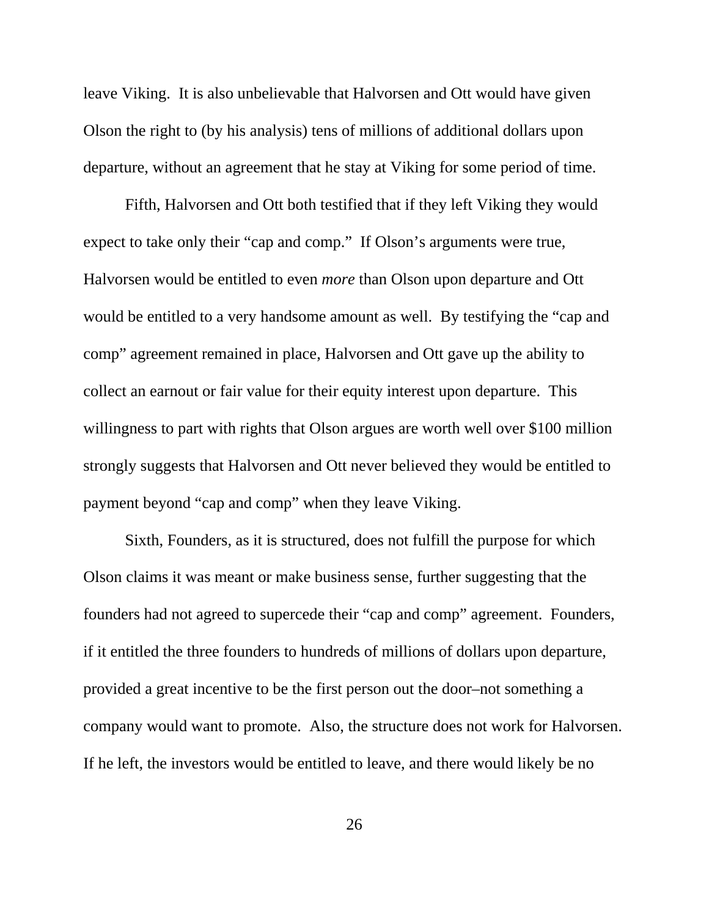leave Viking. It is also unbelievable that Halvorsen and Ott would have given Olson the right to (by his analysis) tens of millions of additional dollars upon departure, without an agreement that he stay at Viking for some period of time.

Fifth, Halvorsen and Ott both testified that if they left Viking they would expect to take only their "cap and comp." If Olson's arguments were true, Halvorsen would be entitled to even *more* than Olson upon departure and Ott would be entitled to a very handsome amount as well. By testifying the "cap and comp" agreement remained in place, Halvorsen and Ott gave up the ability to collect an earnout or fair value for their equity interest upon departure. This willingness to part with rights that Olson argues are worth well over $100 million strongly suggests that Halvorsen and Ott never believed they would be entitled to payment beyond "cap and comp" when they leave Viking.

Sixth, Founders, as it is structured, does not fulfill the purpose for which Olson claims it was meant or make business sense, further suggesting that the founders had not agreed to supercede their "cap and comp" agreement. Founders, if it entitled the three founders to hundreds of millions of dollars upon departure, provided a great incentive to be the first person out the door–not something a company would want to promote. Also, the structure does not work for Halvorsen. If he left, the investors would be entitled to leave, and there would likely be no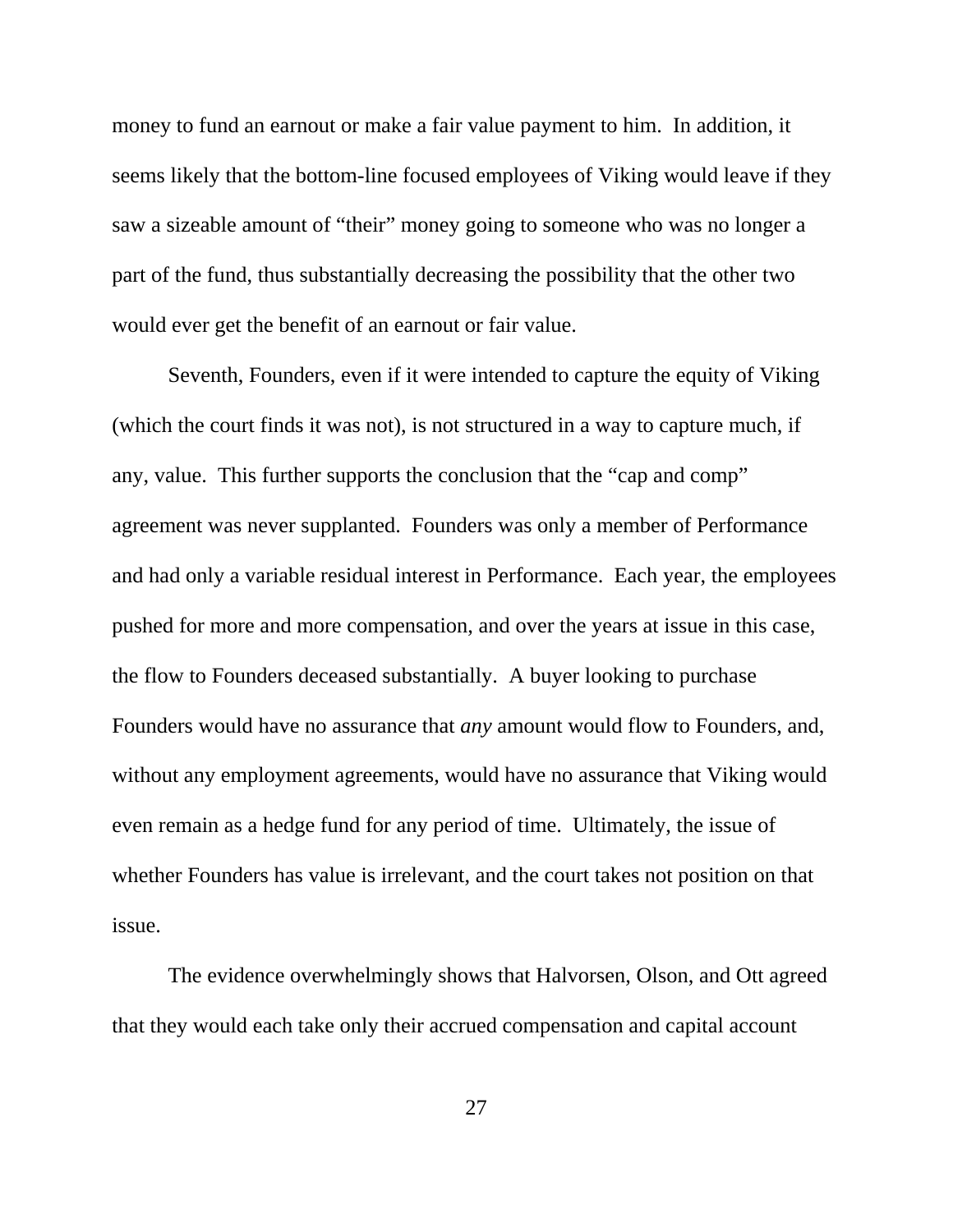money to fund an earnout or make a fair value payment to him. In addition, it seems likely that the bottom-line focused employees of Viking would leave if they saw a sizeable amount of "their" money going to someone who was no longer a part of the fund, thus substantially decreasing the possibility that the other two would ever get the benefit of an earnout or fair value.

Seventh, Founders, even if it were intended to capture the equity of Viking (which the court finds it was not), is not structured in a way to capture much, if any, value. This further supports the conclusion that the "cap and comp" agreement was never supplanted. Founders was only a member of Performance and had only a variable residual interest in Performance. Each year, the employees pushed for more and more compensation, and over the years at issue in this case, the flow to Founders deceased substantially. A buyer looking to purchase Founders would have no assurance that *any* amount would flow to Founders, and, without any employment agreements, would have no assurance that Viking would even remain as a hedge fund for any period of time. Ultimately, the issue of whether Founders has value is irrelevant, and the court takes not position on that issue.

The evidence overwhelmingly shows that Halvorsen, Olson, and Ott agreed that they would each take only their accrued compensation and capital account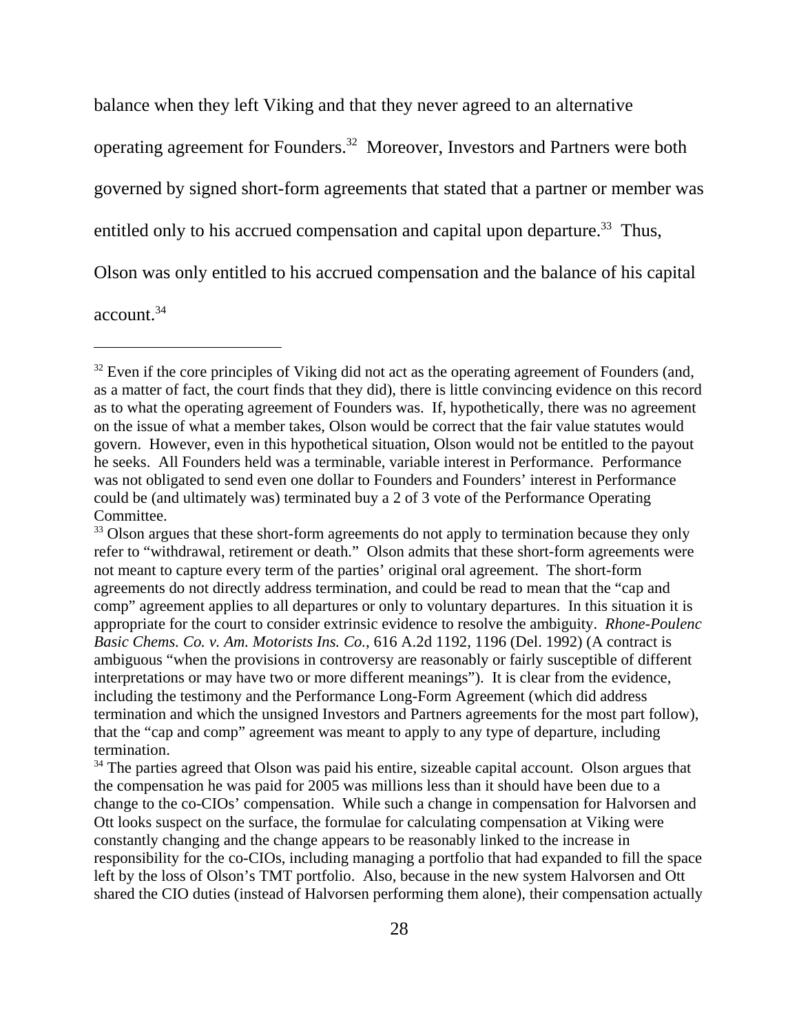balance when they left Viking and that they never agreed to an alternative operating agreement for Founders.[32] Moreover, Investors and Partners were both governed by signed short-form agreements that stated that a partner or member was entitled only to his accrued compensation and capital upon departure.[33] Thus, Olson was only entitled to his accrued compensation and the balance of his capital account.[34]

---

[32] Even if the core principles of Viking did not act as the operating agreement of Founders (and, as a matter of fact, the court finds that they did), there is little convincing evidence on this record as to what the operating agreement of Founders was. If, hypothetically, there was no agreement on the issue of what a member takes, Olson would be correct that the fair value statutes would govern. However, even in this hypothetical situation, Olson would not be entitled to the payout he seeks. All Founders held was a terminable, variable interest in Performance. Performance was not obligated to send even one dollar to Founders and Founders' interest in Performance could be (and ultimately was) terminated buy a 2 of 3 vote of the Performance Operating Committee.

[33] Olson argues that these short-form agreements do not apply to termination because they only refer to "withdrawal, retirement or death." Olson admits that these short-form agreements were not meant to capture every term of the parties' original oral agreement. The short-form agreements do not directly address termination, and could be read to mean that the "cap and comp" agreement applies to all departures or only to voluntary departures. In this situation it is appropriate for the court to consider extrinsic evidence to resolve the ambiguity. *Rhone-Poulenc Basic Chems. Co. v. Am. Motorists Ins. Co.*, 616 A.2d 1192, 1196 (Del. 1992) (A contract is ambiguous "when the provisions in controversy are reasonably or fairly susceptible of different interpretations or may have two or more different meanings"). It is clear from the evidence, including the testimony and the Performance Long-Form Agreement (which did address termination and which the unsigned Investors and Partners agreements for the most part follow), that the "cap and comp" agreement was meant to apply to any type of departure, including termination.

[34] The parties agreed that Olson was paid his entire, sizeable capital account. Olson argues that the compensation he was paid for 2005 was millions less than it should have been due to a change to the co-CIOs' compensation. While such a change in compensation for Halvorsen and Ott looks suspect on the surface, the formulae for calculating compensation at Viking were constantly changing and the change appears to be reasonably linked to the increase in responsibility for the co-CIOs, including managing a portfolio that had expanded to fill the space left by the loss of Olson's TMT portfolio. Also, because in the new system Halvorsen and Ott shared the CIO duties (instead of Halvorsen performing them alone), their compensation actually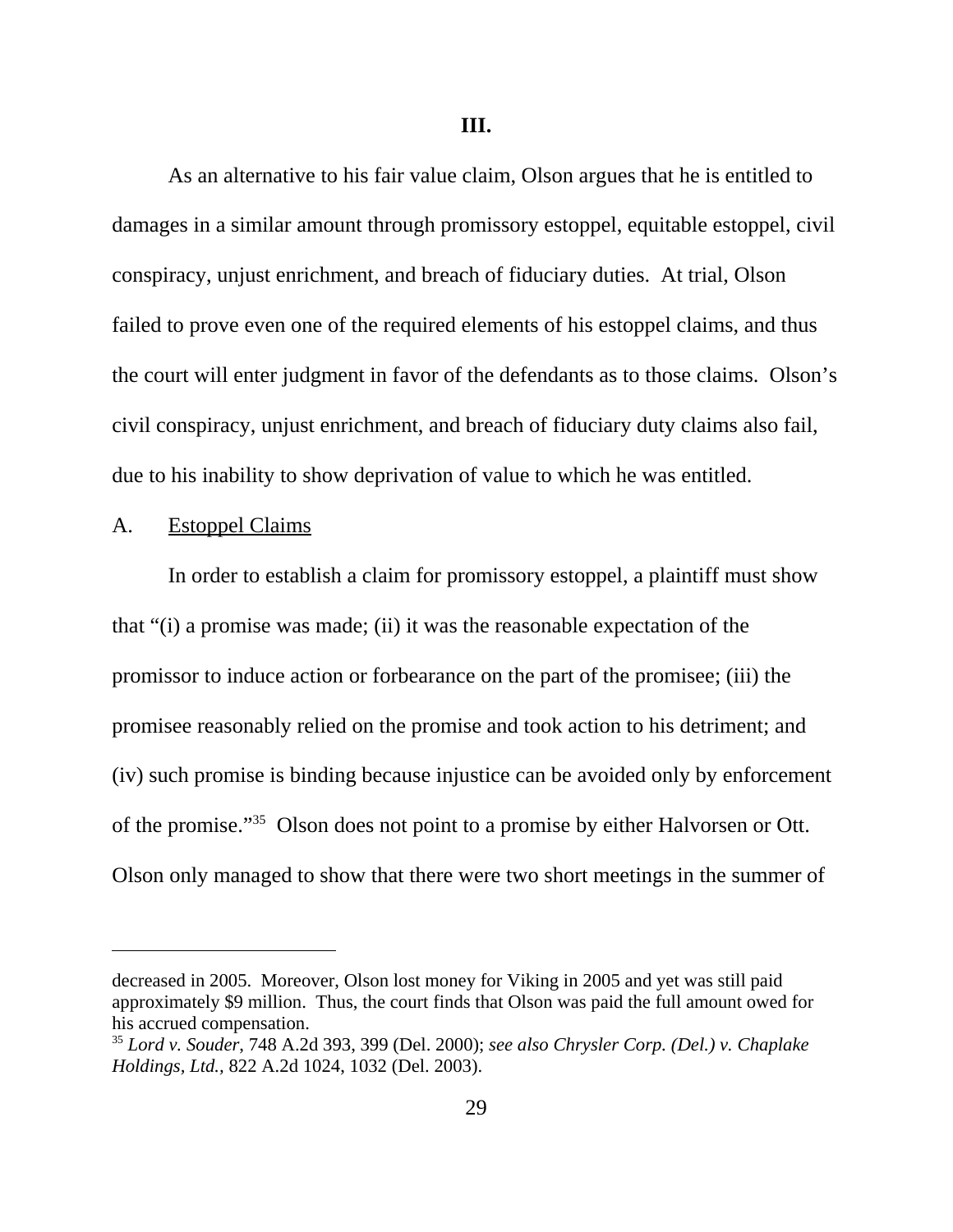## III.

As an alternative to his fair value claim, Olson argues that he is entitled to damages in a similar amount through promissory estoppel, equitable estoppel, civil conspiracy, unjust enrichment, and breach of fiduciary duties. At trial, Olson failed to prove even one of the required elements of his estoppel claims, and thus the court will enter judgment in favor of the defendants as to those claims. Olson's civil conspiracy, unjust enrichment, and breach of fiduciary duty claims also fail, due to his inability to show deprivation of value to which he was entitled.

A. Estoppel Claims

In order to establish a claim for promissory estoppel, a plaintiff must show that "(i) a promise was made; (ii) it was the reasonable expectation of the promissor to induce action or forbearance on the part of the promisee; (iii) the promisee reasonably relied on the promise and took action to his detriment; and (iv) such promise is binding because injustice can be avoided only by enforcement of the promise."[35] Olson does not point to a promise by either Halvorsen or Ott. Olson only managed to show that there were two short meetings in the summer of

---

decreased in 2005. Moreover, Olson lost money for Viking in 2005 and yet was still paid approximately $9 million. Thus, the court finds that Olson was paid the full amount owed for his accrued compensation.

[35] *Lord v. Souder*, 748 A.2d 393, 399 (Del. 2000); *see also Chrysler Corp. (Del.) v. Chaplake Holdings, Ltd.,* 822 A.2d 1024, 1032 (Del. 2003).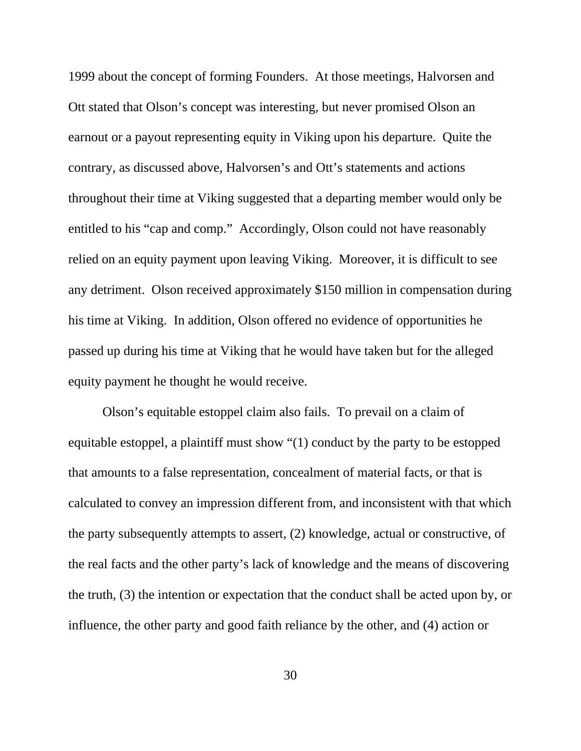1999 about the concept of forming Founders. At those meetings, Halvorsen and Ott stated that Olson's concept was interesting, but never promised Olson an earnout or a payout representing equity in Viking upon his departure. Quite the contrary, as discussed above, Halvorsen's and Ott's statements and actions throughout their time at Viking suggested that a departing member would only be entitled to his "cap and comp." Accordingly, Olson could not have reasonably relied on an equity payment upon leaving Viking. Moreover, it is difficult to see any detriment. Olson received approximately $150 million in compensation during his time at Viking. In addition, Olson offered no evidence of opportunities he passed up during his time at Viking that he would have taken but for the alleged equity payment he thought he would receive.

Olson's equitable estoppel claim also fails. To prevail on a claim of equitable estoppel, a plaintiff must show "(1) conduct by the party to be estopped that amounts to a false representation, concealment of material facts, or that is calculated to convey an impression different from, and inconsistent with that which the party subsequently attempts to assert, (2) knowledge, actual or constructive, of the real facts and the other party's lack of knowledge and the means of discovering the truth, (3) the intention or expectation that the conduct shall be acted upon by, or influence, the other party and good faith reliance by the other, and (4) action or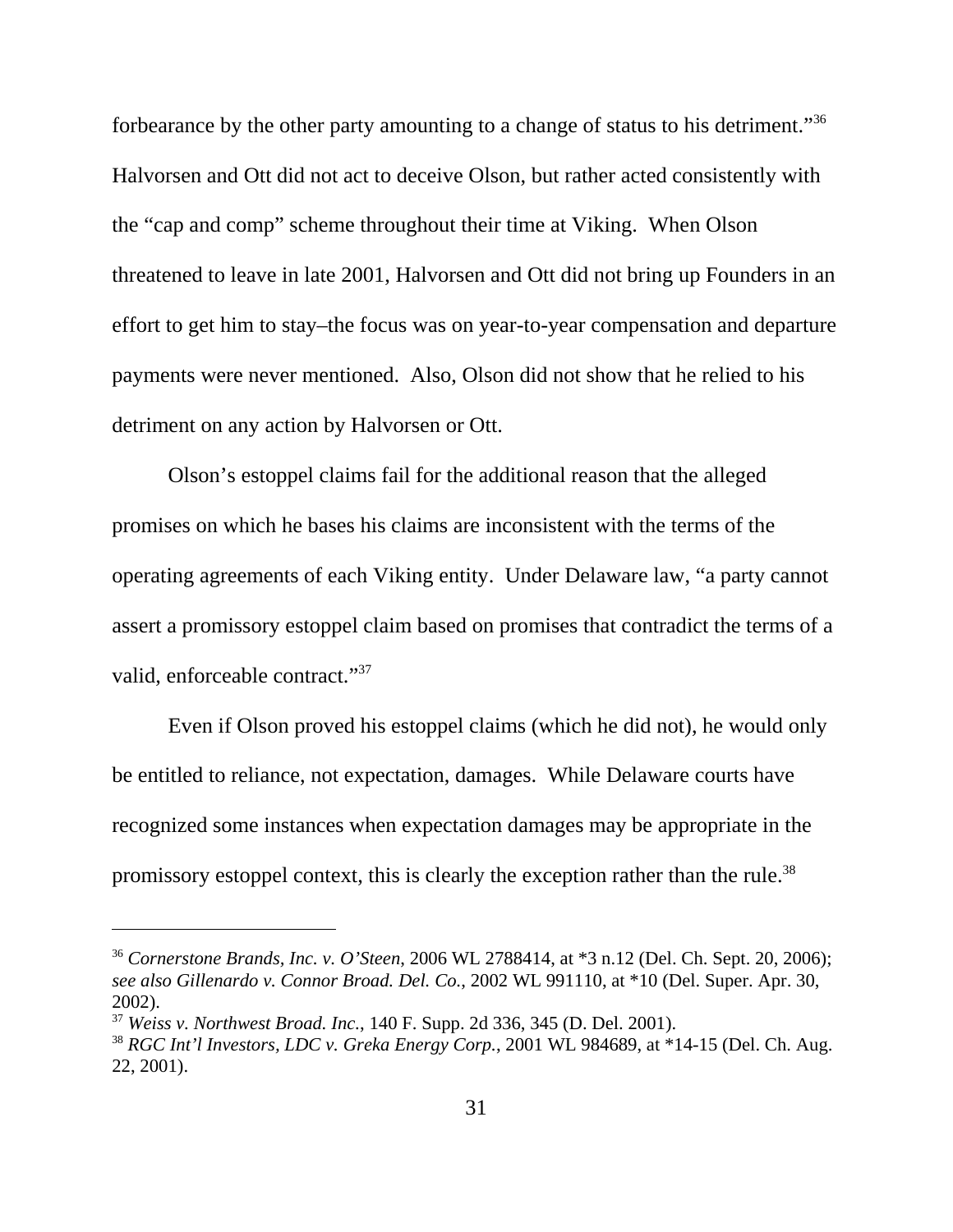forbearance by the other party amounting to a change of status to his detriment."[36] Halvorsen and Ott did not act to deceive Olson, but rather acted consistently with the "cap and comp" scheme throughout their time at Viking. When Olson threatened to leave in late 2001, Halvorsen and Ott did not bring up Founders in an effort to get him to stay–the focus was on year-to-year compensation and departure payments were never mentioned. Also, Olson did not show that he relied to his detriment on any action by Halvorsen or Ott.

Olson's estoppel claims fail for the additional reason that the alleged promises on which he bases his claims are inconsistent with the terms of the operating agreements of each Viking entity. Under Delaware law, "a party cannot assert a promissory estoppel claim based on promises that contradict the terms of a valid, enforceable contract."[37]

Even if Olson proved his estoppel claims (which he did not), he would only be entitled to reliance, not expectation, damages. While Delaware courts have recognized some instances when expectation damages may be appropriate in the promissory estoppel context, this is clearly the exception rather than the rule.[38]

---

[36] *Cornerstone Brands, Inc. v. O'Steen*, 2006 WL 2788414, at *3 n.12 (Del. Ch. Sept. 20, 2006); *see also Gillenardo v. Connor Broad. Del. Co.*, 2002 WL 991110, at *10 (Del. Super. Apr. 30, 2002).

[37] *Weiss v. Northwest Broad. Inc.*, 140 F. Supp. 2d 336, 345 (D. Del. 2001).

[38] *RGC Int'l Investors, LDC v. Greka Energy Corp.*, 2001 WL 984689, at *14-15 (Del. Ch. Aug. 22, 2001).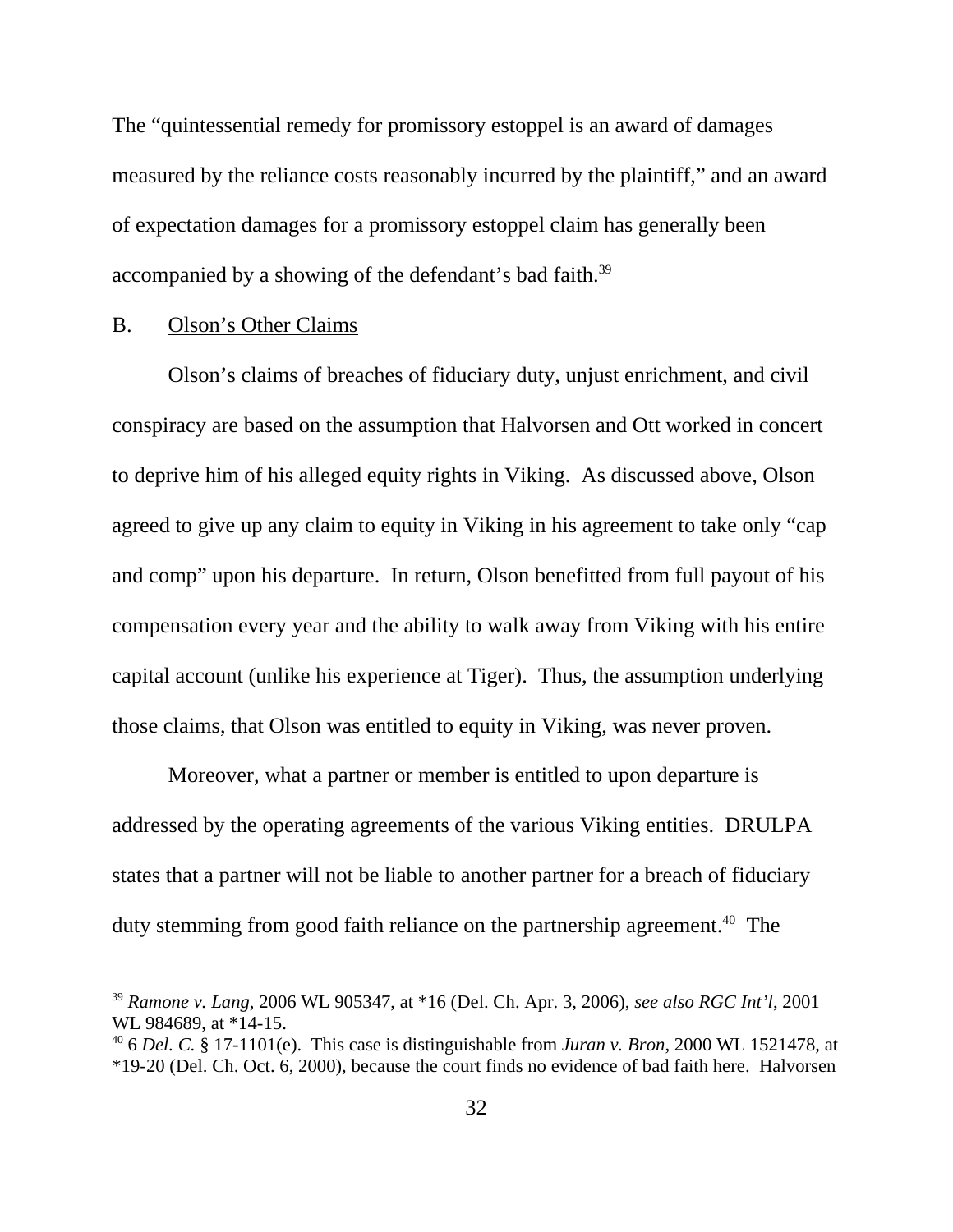The "quintessential remedy for promissory estoppel is an award of damages measured by the reliance costs reasonably incurred by the plaintiff," and an award of expectation damages for a promissory estoppel claim has generally been accompanied by a showing of the defendant's bad faith.[39]

B. Olson's Other Claims

Olson's claims of breaches of fiduciary duty, unjust enrichment, and civil conspiracy are based on the assumption that Halvorsen and Ott worked in concert to deprive him of his alleged equity rights in Viking. As discussed above, Olson agreed to give up any claim to equity in Viking in his agreement to take only "cap and comp" upon his departure. In return, Olson benefitted from full payout of his compensation every year and the ability to walk away from Viking with his entire capital account (unlike his experience at Tiger). Thus, the assumption underlying those claims, that Olson was entitled to equity in Viking, was never proven.

Moreover, what a partner or member is entitled to upon departure is addressed by the operating agreements of the various Viking entities. DRULPA states that a partner will not be liable to another partner for a breach of fiduciary duty stemming from good faith reliance on the partnership agreement.[40] The

---

[39] *Ramone v. Lang*, 2006 WL 905347, at *16 (Del. Ch. Apr. 3, 2006), *see also RGC Int'l*, 2001 WL 984689, at *14-15.

[40] 6 *Del. C.* § 17-1101(e). This case is distinguishable from *Juran v. Bron*, 2000 WL 1521478, at *19-20 (Del. Ch. Oct. 6, 2000), because the court finds no evidence of bad faith here. Halvorsen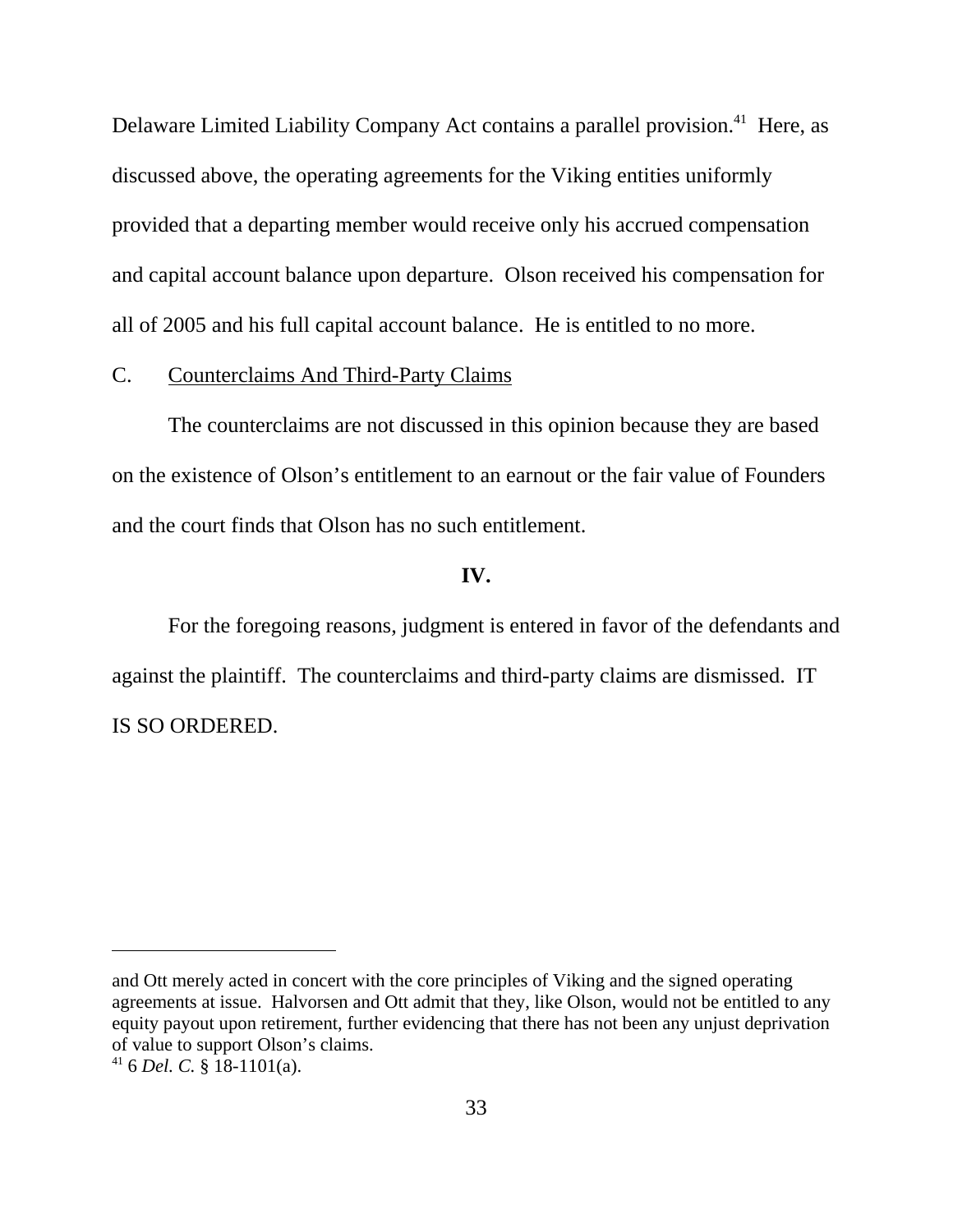Delaware Limited Liability Company Act contains a parallel provision.[41] Here, as discussed above, the operating agreements for the Viking entities uniformly provided that a departing member would receive only his accrued compensation and capital account balance upon departure. Olson received his compensation for all of 2005 and his full capital account balance. He is entitled to no more.

C. Counterclaims And Third-Party Claims

The counterclaims are not discussed in this opinion because they are based on the existence of Olson's entitlement to an earnout or the fair value of Founders and the court finds that Olson has no such entitlement.

**IV.**

For the foregoing reasons, judgment is entered in favor of the defendants and against the plaintiff. The counterclaims and third-party claims are dismissed. IT IS SO ORDERED.

---

and Ott merely acted in concert with the core principles of Viking and the signed operating agreements at issue. Halvorsen and Ott admit that they, like Olson, would not be entitled to any equity payout upon retirement, further evidencing that there has not been any unjust deprivation of value to support Olson's claims.

[41] 6 *Del. C.* § 18-1101(a).